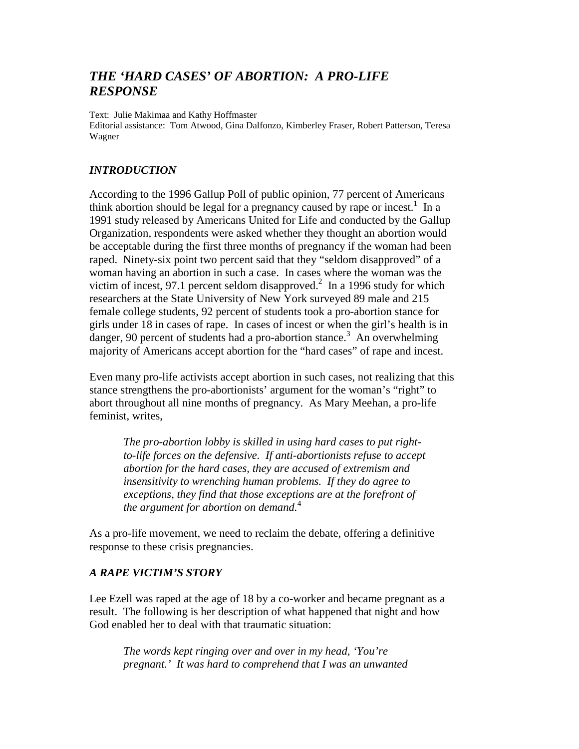# *THE 'HARD CASES' OF ABORTION: A PRO-LIFE RESPONSE*

Text: Julie Makimaa and Kathy Hoffmaster
Editorial assistance: Tom Atwood, Gina Dalfonzo, Kimberley Fraser, Robert Patterson, Teresa Wagner

## *INTRODUCTION*

According to the 1996 Gallup Poll of public opinion, 77 percent of Americans think abortion should be legal for a pregnancy caused by rape or incest.[1] In a 1991 study released by Americans United for Life and conducted by the Gallup Organization, respondents were asked whether they thought an abortion would be acceptable during the first three months of pregnancy if the woman had been raped. Ninety-six point two percent said that they "seldom disapproved" of a woman having an abortion in such a case. In cases where the woman was the victim of incest, 97.1 percent seldom disapproved.[2] In a 1996 study for which researchers at the State University of New York surveyed 89 male and 215 female college students, 92 percent of students took a pro-abortion stance for girls under 18 in cases of rape. In cases of incest or when the girl's health is in danger, 90 percent of students had a pro-abortion stance.[3] An overwhelming majority of Americans accept abortion for the "hard cases" of rape and incest.

Even many pro-life activists accept abortion in such cases, not realizing that this stance strengthens the pro-abortionists' argument for the woman's "right" to abort throughout all nine months of pregnancy. As Mary Meehan, a pro-life feminist, writes,

> *The pro-abortion lobby is skilled in using hard cases to put right-to-life forces on the defensive. If anti-abortionists refuse to accept abortion for the hard cases, they are accused of extremism and insensitivity to wrenching human problems. If they do agree to exceptions, they find that those exceptions are at the forefront of the argument for abortion on demand.*[4]

As a pro-life movement, we need to reclaim the debate, offering a definitive response to these crisis pregnancies.

## *A RAPE VICTIM'S STORY*

Lee Ezell was raped at the age of 18 by a co-worker and became pregnant as a result. The following is her description of what happened that night and how God enabled her to deal with that traumatic situation:

> *The words kept ringing over and over in my head, 'You're pregnant.' It was hard to comprehend that I was an unwanted*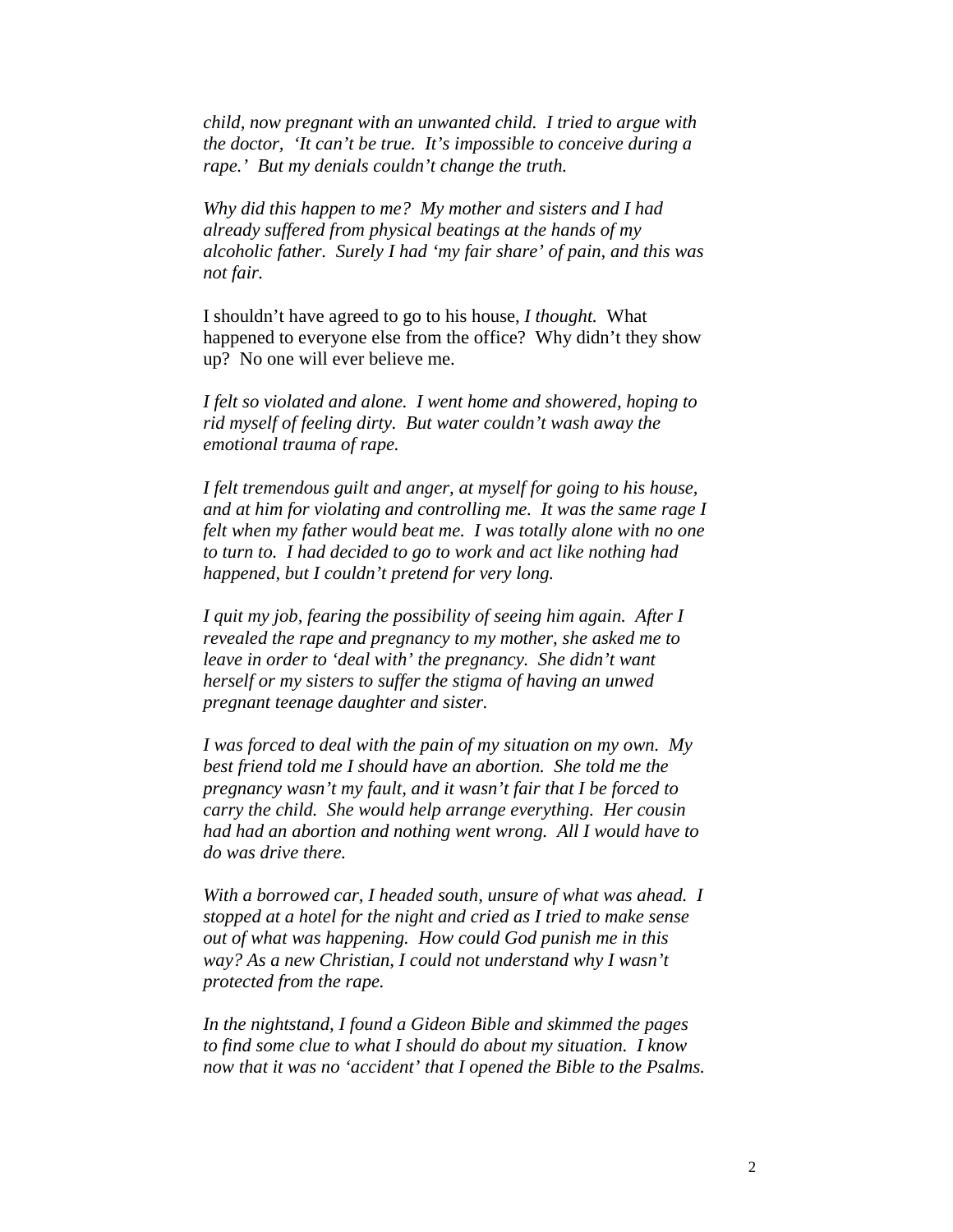*child, now pregnant with an unwanted child. I tried to argue with the doctor, 'It can't be true. It's impossible to conceive during a rape.' But my denials couldn't change the truth.*

*Why did this happen to me? My mother and sisters and I had already suffered from physical beatings at the hands of my alcoholic father. Surely I had 'my fair share' of pain, and this was not fair.*

I shouldn't have agreed to go to his house, *I thought.* What happened to everyone else from the office? Why didn't they show up? No one will ever believe me.

*I felt so violated and alone. I went home and showered, hoping to rid myself of feeling dirty. But water couldn't wash away the emotional trauma of rape.*

*I felt tremendous guilt and anger, at myself for going to his house, and at him for violating and controlling me. It was the same rage I felt when my father would beat me. I was totally alone with no one to turn to. I had decided to go to work and act like nothing had happened, but I couldn't pretend for very long.*

*I quit my job, fearing the possibility of seeing him again. After I revealed the rape and pregnancy to my mother, she asked me to leave in order to 'deal with' the pregnancy. She didn't want herself or my sisters to suffer the stigma of having an unwed pregnant teenage daughter and sister.*

*I was forced to deal with the pain of my situation on my own. My best friend told me I should have an abortion. She told me the pregnancy wasn't my fault, and it wasn't fair that I be forced to carry the child. She would help arrange everything. Her cousin had had an abortion and nothing went wrong. All I would have to do was drive there.*

*With a borrowed car, I headed south, unsure of what was ahead. I stopped at a hotel for the night and cried as I tried to make sense out of what was happening. How could God punish me in this way? As a new Christian, I could not understand why I wasn't protected from the rape.*

*In the nightstand, I found a Gideon Bible and skimmed the pages to find some clue to what I should do about my situation. I know now that it was no 'accident' that I opened the Bible to the Psalms.*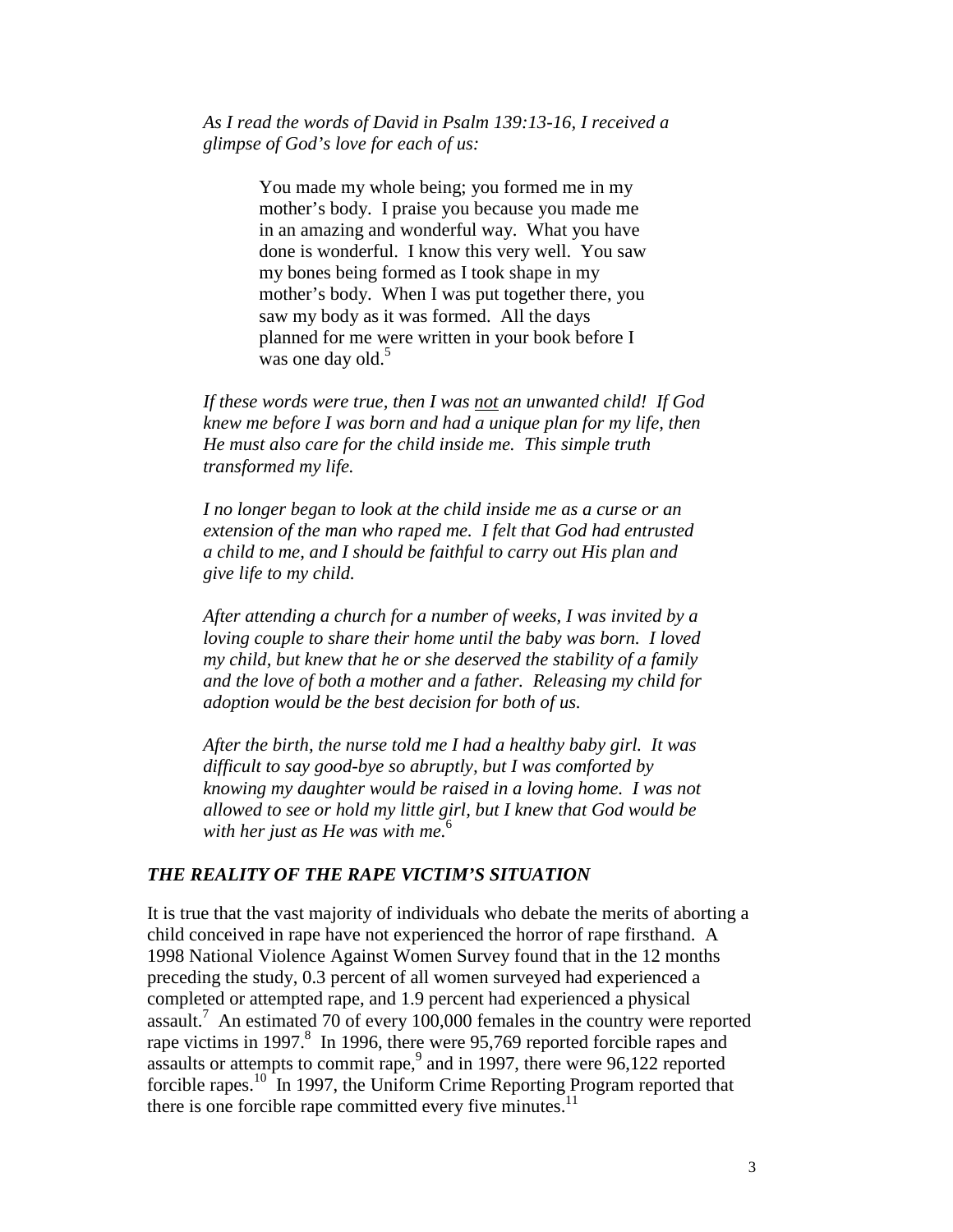*As I read the words of David in Psalm 139:13-16, I received a glimpse of God's love for each of us:*

> You made my whole being; you formed me in my mother's body. I praise you because you made me in an amazing and wonderful way. What you have done is wonderful. I know this very well. You saw my bones being formed as I took shape in my mother's body. When I was put together there, you saw my body as it was formed. All the days planned for me were written in your book before I was one day old.[5]

*If these words were true, then I was not an unwanted child! If God knew me before I was born and had a unique plan for my life, then He must also care for the child inside me. This simple truth transformed my life.*

*I no longer began to look at the child inside me as a curse or an extension of the man who raped me. I felt that God had entrusted a child to me, and I should be faithful to carry out His plan and give life to my child.*

*After attending a church for a number of weeks, I was invited by a loving couple to share their home until the baby was born. I loved my child, but knew that he or she deserved the stability of a family and the love of both a mother and a father. Releasing my child for adoption would be the best decision for both of us.*

*After the birth, the nurse told me I had a healthy baby girl. It was difficult to say good-bye so abruptly, but I was comforted by knowing my daughter would be raised in a loving home. I was not allowed to see or hold my little girl, but I knew that God would be with her just as He was with me.*[6]

### *THE REALITY OF THE RAPE VICTIM'S SITUATION*

It is true that the vast majority of individuals who debate the merits of aborting a child conceived in rape have not experienced the horror of rape firsthand. A 1998 National Violence Against Women Survey found that in the 12 months preceding the study, 0.3 percent of all women surveyed had experienced a completed or attempted rape, and 1.9 percent had experienced a physical assault.[7] An estimated 70 of every 100,000 females in the country were reported rape victims in 1997.[8] In 1996, there were 95,769 reported forcible rapes and assaults or attempts to commit rape,[9] and in 1997, there were 96,122 reported forcible rapes.[10] In 1997, the Uniform Crime Reporting Program reported that there is one forcible rape committed every five minutes.[11]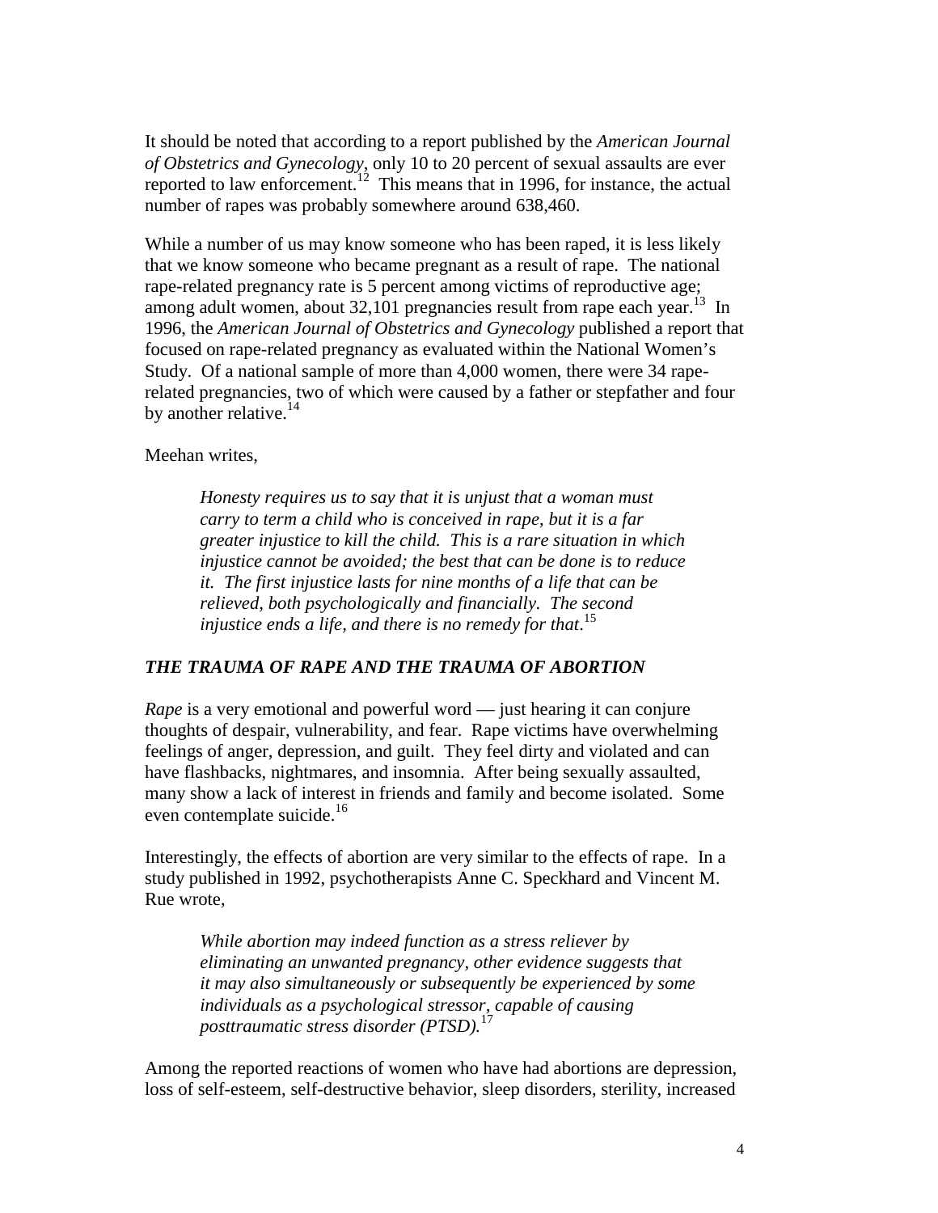It should be noted that according to a report published by the *American Journal of Obstetrics and Gynecology*, only 10 to 20 percent of sexual assaults are ever reported to law enforcement.[12] This means that in 1996, for instance, the actual number of rapes was probably somewhere around 638,460.

While a number of us may know someone who has been raped, it is less likely that we know someone who became pregnant as a result of rape. The national rape-related pregnancy rate is 5 percent among victims of reproductive age; among adult women, about 32,101 pregnancies result from rape each year.[13] In 1996, the *American Journal of Obstetrics and Gynecology* published a report that focused on rape-related pregnancy as evaluated within the National Women's Study. Of a national sample of more than 4,000 women, there were 34 rape-related pregnancies, two of which were caused by a father or stepfather and four by another relative.[14]

Meehan writes,

> *Honesty requires us to say that it is unjust that a woman must carry to term a child who is conceived in rape, but it is a far greater injustice to kill the child. This is a rare situation in which injustice cannot be avoided; the best that can be done is to reduce it. The first injustice lasts for nine months of a life that can be relieved, both psychologically and financially. The second injustice ends a life, and there is no remedy for that.*[15]

### *THE TRAUMA OF RAPE AND THE TRAUMA OF ABORTION*

*Rape* is a very emotional and powerful word — just hearing it can conjure thoughts of despair, vulnerability, and fear. Rape victims have overwhelming feelings of anger, depression, and guilt. They feel dirty and violated and can have flashbacks, nightmares, and insomnia. After being sexually assaulted, many show a lack of interest in friends and family and become isolated. Some even contemplate suicide.[16]

Interestingly, the effects of abortion are very similar to the effects of rape. In a study published in 1992, psychotherapists Anne C. Speckhard and Vincent M. Rue wrote,

> *While abortion may indeed function as a stress reliever by eliminating an unwanted pregnancy, other evidence suggests that it may also simultaneously or subsequently be experienced by some individuals as a psychological stressor, capable of causing posttraumatic stress disorder (PTSD).*[17]

Among the reported reactions of women who have had abortions are depression, loss of self-esteem, self-destructive behavior, sleep disorders, sterility, increased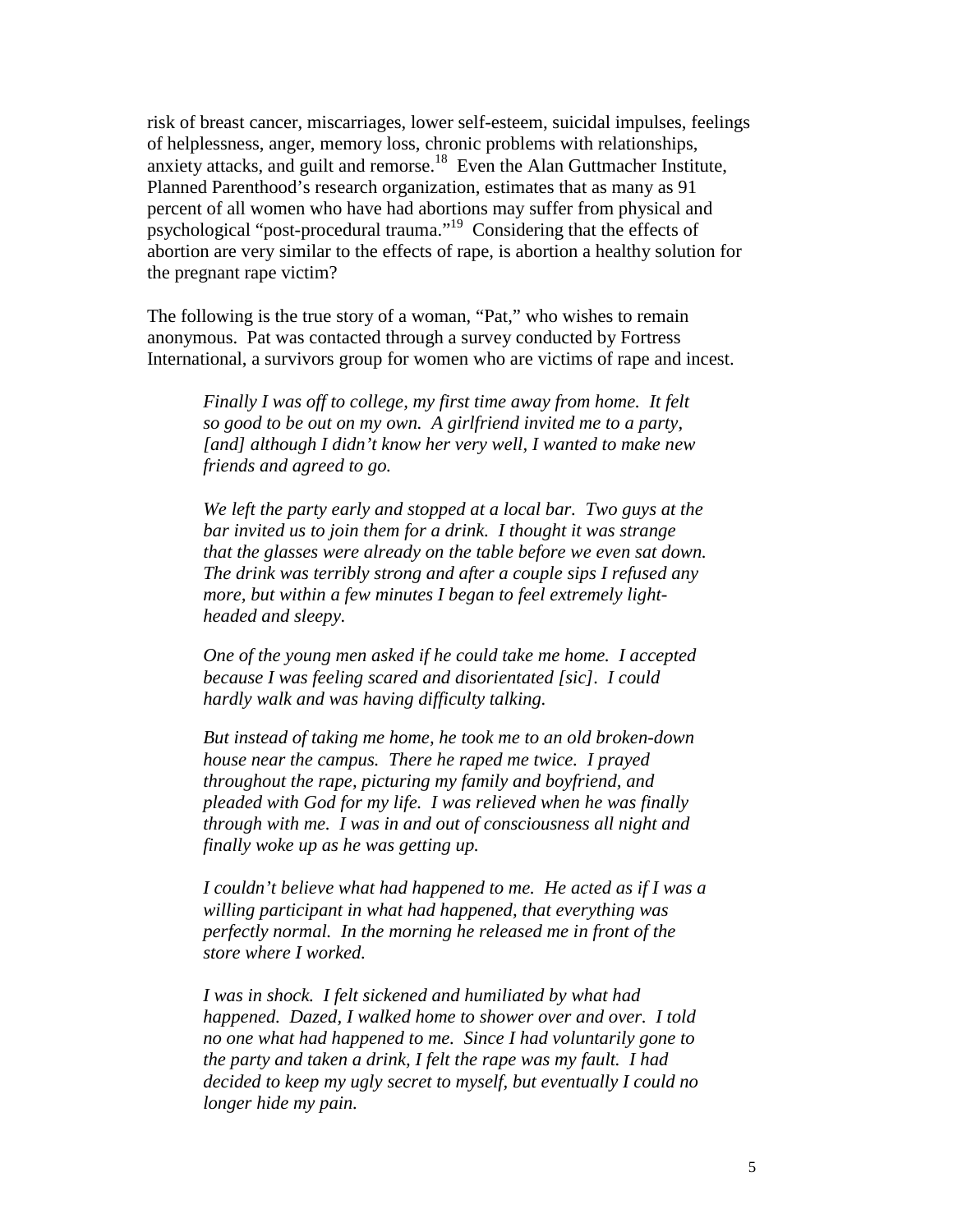risk of breast cancer, miscarriages, lower self-esteem, suicidal impulses, feelings of helplessness, anger, memory loss, chronic problems with relationships, anxiety attacks, and guilt and remorse.[18] Even the Alan Guttmacher Institute, Planned Parenthood's research organization, estimates that as many as 91 percent of all women who have had abortions may suffer from physical and psychological "post-procedural trauma."[19] Considering that the effects of abortion are very similar to the effects of rape, is abortion a healthy solution for the pregnant rape victim?

The following is the true story of a woman, "Pat," who wishes to remain anonymous. Pat was contacted through a survey conducted by Fortress International, a survivors group for women who are victims of rape and incest.

> *Finally I was off to college, my first time away from home. It felt so good to be out on my own. A girlfriend invited me to a party, [and] although I didn't know her very well, I wanted to make new friends and agreed to go.*
>
> *We left the party early and stopped at a local bar. Two guys at the bar invited us to join them for a drink. I thought it was strange that the glasses were already on the table before we even sat down. The drink was terribly strong and after a couple sips I refused any more, but within a few minutes I began to feel extremely light-headed and sleepy.*
>
> *One of the young men asked if he could take me home. I accepted because I was feeling scared and disorientated [sic]. I could hardly walk and was having difficulty talking.*
>
> *But instead of taking me home, he took me to an old broken-down house near the campus. There he raped me twice. I prayed throughout the rape, picturing my family and boyfriend, and pleaded with God for my life. I was relieved when he was finally through with me. I was in and out of consciousness all night and finally woke up as he was getting up.*
>
> *I couldn't believe what had happened to me. He acted as if I was a willing participant in what had happened, that everything was perfectly normal. In the morning he released me in front of the store where I worked.*
>
> *I was in shock. I felt sickened and humiliated by what had happened. Dazed, I walked home to shower over and over. I told no one what had happened to me. Since I had voluntarily gone to the party and taken a drink, I felt the rape was my fault. I had decided to keep my ugly secret to myself, but eventually I could no longer hide my pain.*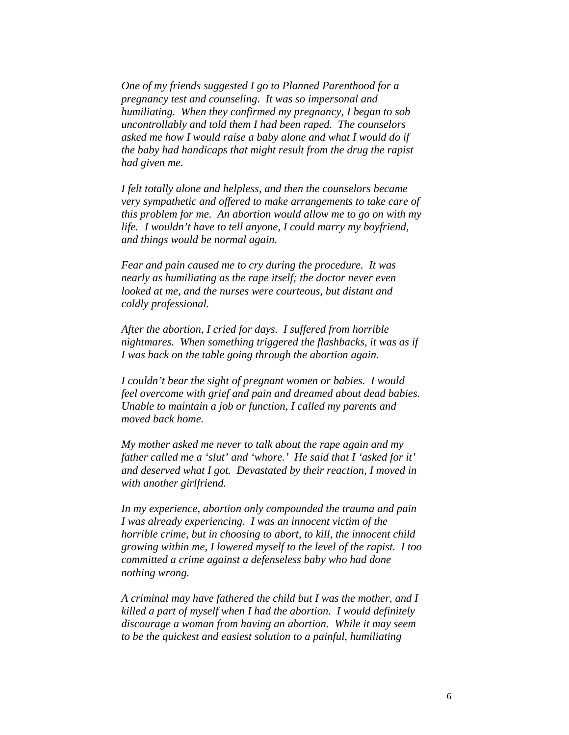*One of my friends suggested I go to Planned Parenthood for a pregnancy test and counseling. It was so impersonal and humiliating. When they confirmed my pregnancy, I began to sob uncontrollably and told them I had been raped. The counselors asked me how I would raise a baby alone and what I would do if the baby had handicaps that might result from the drug the rapist had given me.*

*I felt totally alone and helpless, and then the counselors became very sympathetic and offered to make arrangements to take care of this problem for me. An abortion would allow me to go on with my life. I wouldn't have to tell anyone, I could marry my boyfriend, and things would be normal again.*

*Fear and pain caused me to cry during the procedure. It was nearly as humiliating as the rape itself; the doctor never even looked at me, and the nurses were courteous, but distant and coldly professional.*

*After the abortion, I cried for days. I suffered from horrible nightmares. When something triggered the flashbacks, it was as if I was back on the table going through the abortion again.*

*I couldn't bear the sight of pregnant women or babies. I would feel overcome with grief and pain and dreamed about dead babies. Unable to maintain a job or function, I called my parents and moved back home.*

*My mother asked me never to talk about the rape again and my father called me a 'slut' and 'whore.' He said that I 'asked for it' and deserved what I got. Devastated by their reaction, I moved in with another girlfriend.*

*In my experience, abortion only compounded the trauma and pain I was already experiencing. I was an innocent victim of the horrible crime, but in choosing to abort, to kill, the innocent child growing within me, I lowered myself to the level of the rapist. I too committed a crime against a defenseless baby who had done nothing wrong.*

*A criminal may have fathered the child but I was the mother, and I killed a part of myself when I had the abortion. I would definitely discourage a woman from having an abortion. While it may seem to be the quickest and easiest solution to a painful, humiliating*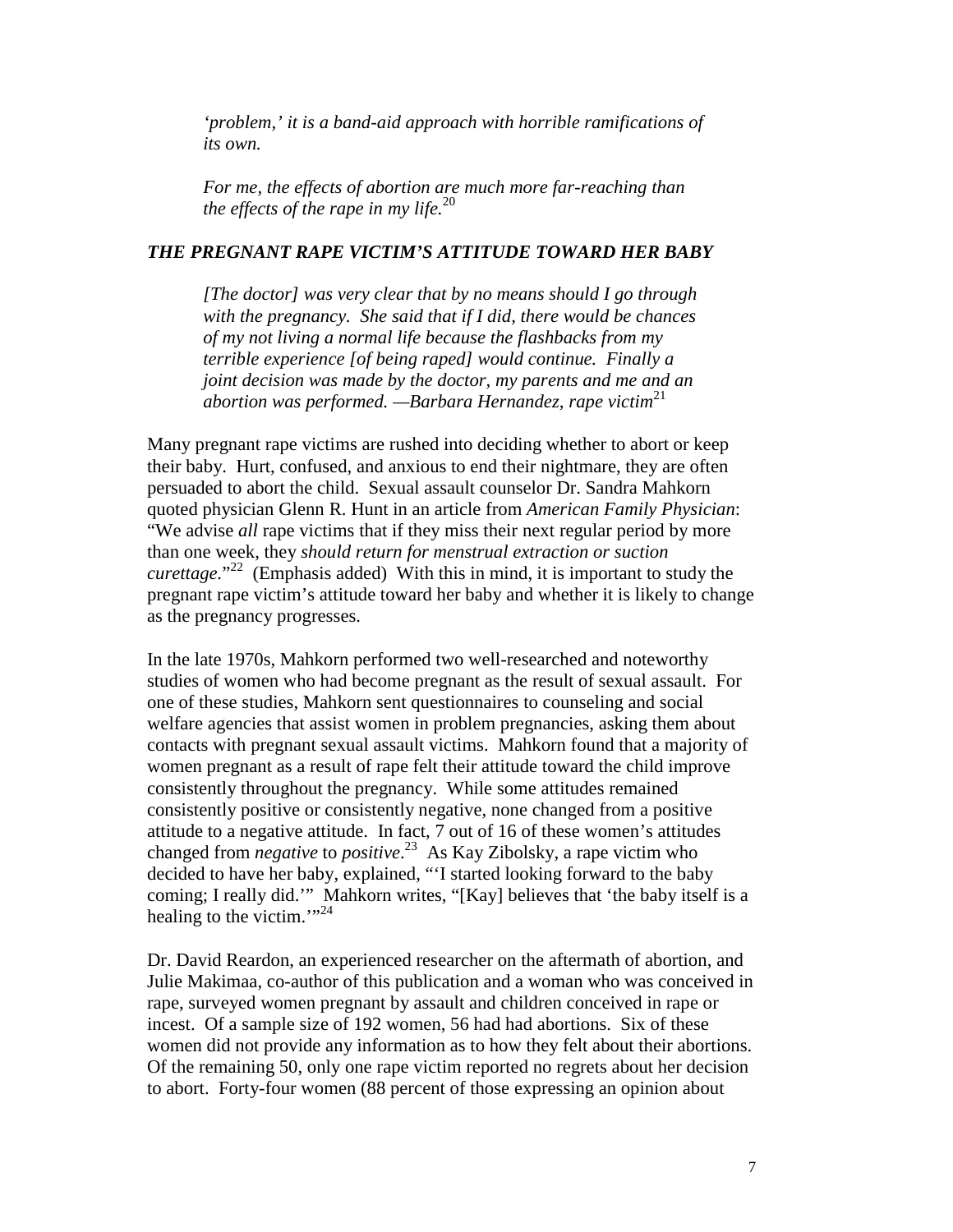*'problem,' it is a band-aid approach with horrible ramifications of its own.*

*For me, the effects of abortion are much more far-reaching than the effects of the rape in my life.*[20]

### *THE PREGNANT RAPE VICTIM'S ATTITUDE TOWARD HER BABY*

*[The doctor] was very clear that by no means should I go through with the pregnancy. She said that if I did, there would be chances of my not living a normal life because the flashbacks from my terrible experience [of being raped] would continue. Finally a joint decision was made by the doctor, my parents and me and an abortion was performed. —Barbara Hernandez, rape victim*[21]

Many pregnant rape victims are rushed into deciding whether to abort or keep their baby. Hurt, confused, and anxious to end their nightmare, they are often persuaded to abort the child. Sexual assault counselor Dr. Sandra Mahkorn quoted physician Glenn R. Hunt in an article from *American Family Physician*: "We advise *all* rape victims that if they miss their next regular period by more than one week, they *should return for menstrual extraction or suction curettage*."[22] (Emphasis added) With this in mind, it is important to study the pregnant rape victim's attitude toward her baby and whether it is likely to change as the pregnancy progresses.

In the late 1970s, Mahkorn performed two well-researched and noteworthy studies of women who had become pregnant as the result of sexual assault. For one of these studies, Mahkorn sent questionnaires to counseling and social welfare agencies that assist women in problem pregnancies, asking them about contacts with pregnant sexual assault victims. Mahkorn found that a majority of women pregnant as a result of rape felt their attitude toward the child improve consistently throughout the pregnancy. While some attitudes remained consistently positive or consistently negative, none changed from a positive attitude to a negative attitude. In fact, 7 out of 16 of these women's attitudes changed from *negative* to *positive*.[23] As Kay Zibolsky, a rape victim who decided to have her baby, explained, "'I started looking forward to the baby coming; I really did.'" Mahkorn writes, "[Kay] believes that 'the baby itself is a healing to the victim.'"[24]

Dr. David Reardon, an experienced researcher on the aftermath of abortion, and Julie Makimaa, co-author of this publication and a woman who was conceived in rape, surveyed women pregnant by assault and children conceived in rape or incest. Of a sample size of 192 women, 56 had had abortions. Six of these women did not provide any information as to how they felt about their abortions. Of the remaining 50, only one rape victim reported no regrets about her decision to abort. Forty-four women (88 percent of those expressing an opinion about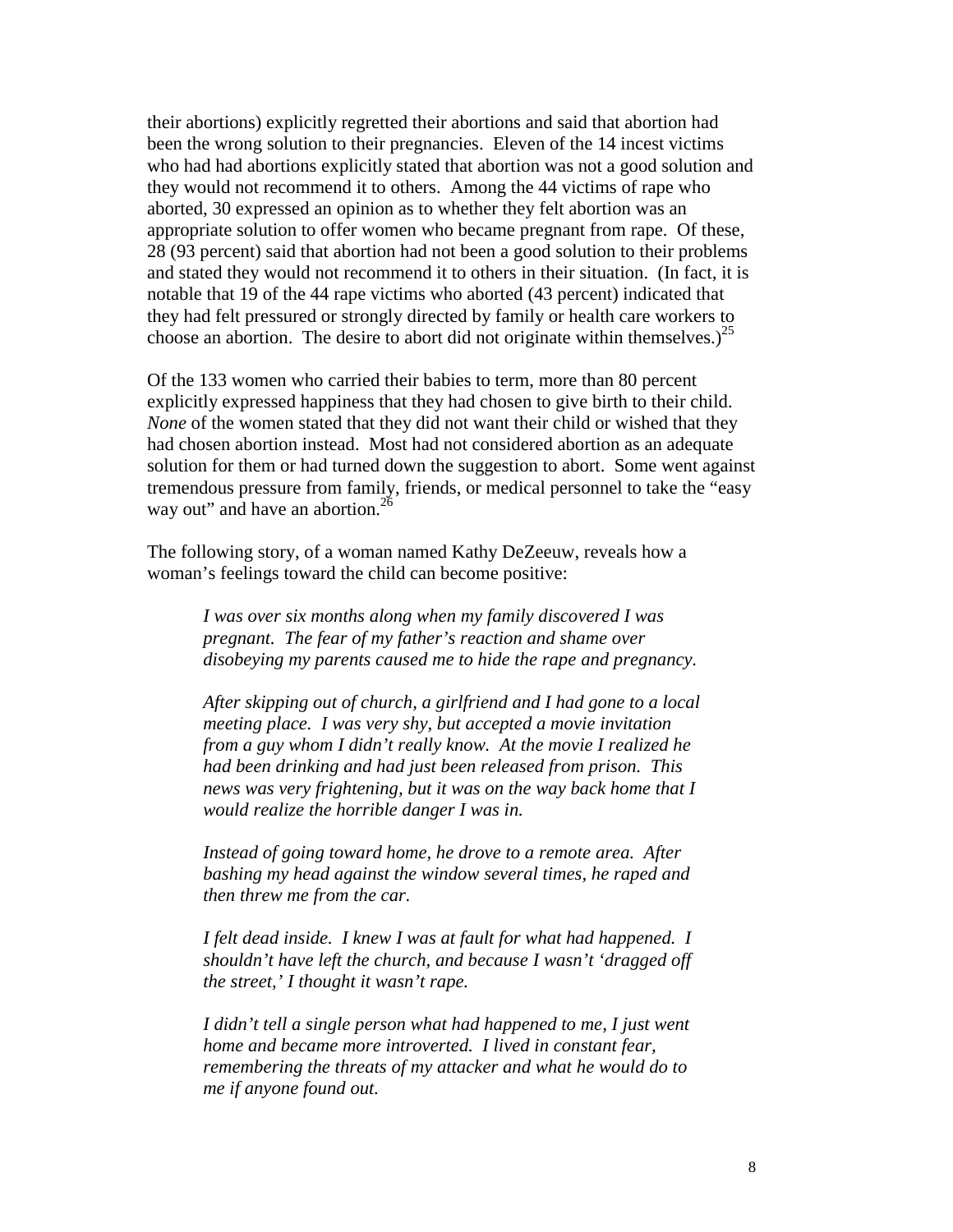their abortions) explicitly regretted their abortions and said that abortion had been the wrong solution to their pregnancies. Eleven of the 14 incest victims who had had abortions explicitly stated that abortion was not a good solution and they would not recommend it to others. Among the 44 victims of rape who aborted, 30 expressed an opinion as to whether they felt abortion was an appropriate solution to offer women who became pregnant from rape. Of these, 28 (93 percent) said that abortion had not been a good solution to their problems and stated they would not recommend it to others in their situation. (In fact, it is notable that 19 of the 44 rape victims who aborted (43 percent) indicated that they had felt pressured or strongly directed by family or health care workers to choose an abortion. The desire to abort did not originate within themselves.)[25]

Of the 133 women who carried their babies to term, more than 80 percent explicitly expressed happiness that they had chosen to give birth to their child. *None* of the women stated that they did not want their child or wished that they had chosen abortion instead. Most had not considered abortion as an adequate solution for them or had turned down the suggestion to abort. Some went against tremendous pressure from family, friends, or medical personnel to take the "easy way out" and have an abortion.[26]

The following story, of a woman named Kathy DeZeeuw, reveals how a woman's feelings toward the child can become positive:

> *I was over six months along when my family discovered I was pregnant. The fear of my father's reaction and shame over disobeying my parents caused me to hide the rape and pregnancy.*
>
> *After skipping out of church, a girlfriend and I had gone to a local meeting place. I was very shy, but accepted a movie invitation from a guy whom I didn't really know. At the movie I realized he had been drinking and had just been released from prison. This news was very frightening, but it was on the way back home that I would realize the horrible danger I was in.*
>
> *Instead of going toward home, he drove to a remote area. After bashing my head against the window several times, he raped and then threw me from the car.*
>
> *I felt dead inside. I knew I was at fault for what had happened. I shouldn't have left the church, and because I wasn't 'dragged off the street,' I thought it wasn't rape.*
>
> *I didn't tell a single person what had happened to me, I just went home and became more introverted. I lived in constant fear, remembering the threats of my attacker and what he would do to me if anyone found out.*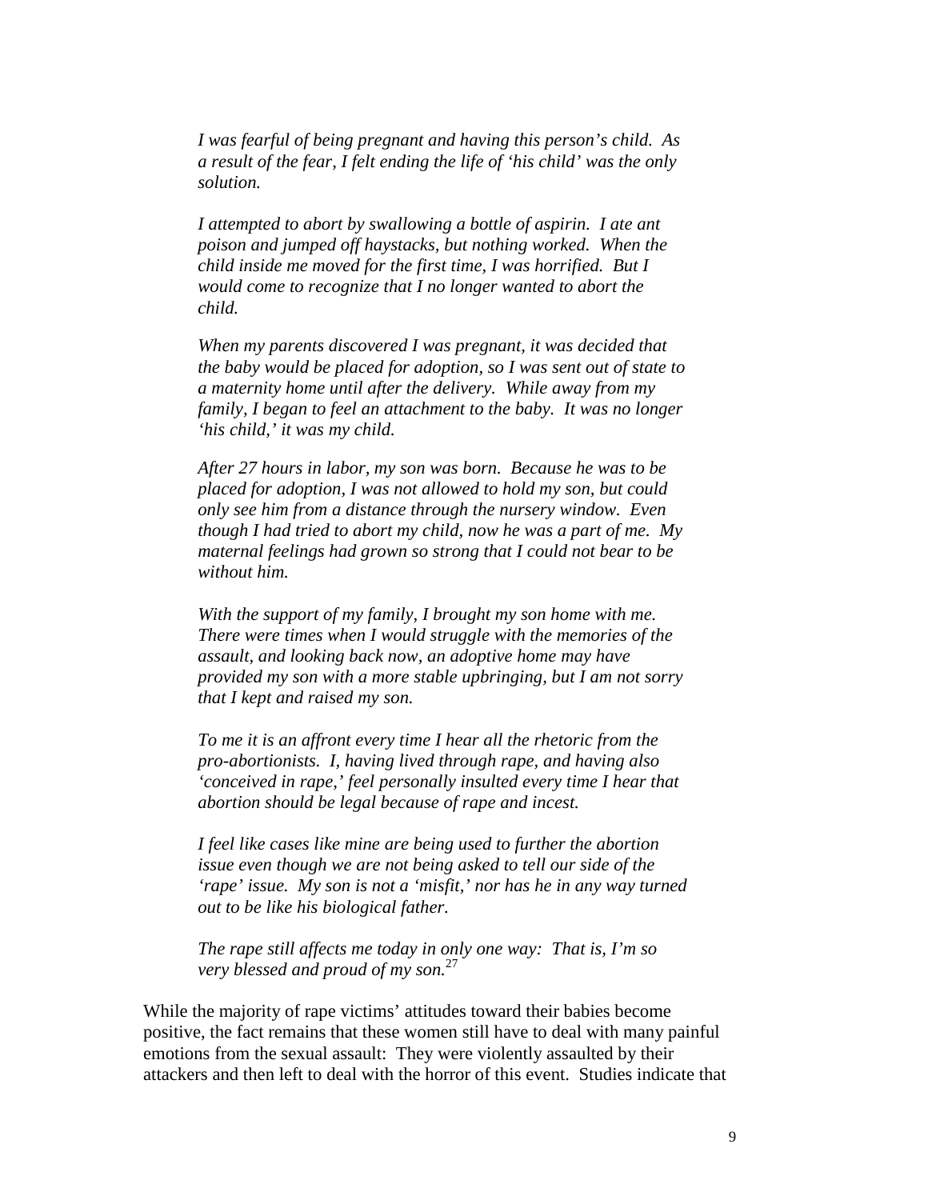> *I was fearful of being pregnant and having this person's child. As a result of the fear, I felt ending the life of 'his child' was the only solution.*
>
> *I attempted to abort by swallowing a bottle of aspirin. I ate ant poison and jumped off haystacks, but nothing worked. When the child inside me moved for the first time, I was horrified. But I would come to recognize that I no longer wanted to abort the child.*
>
> *When my parents discovered I was pregnant, it was decided that the baby would be placed for adoption, so I was sent out of state to a maternity home until after the delivery. While away from my family, I began to feel an attachment to the baby. It was no longer 'his child,' it was my child.*
>
> *After 27 hours in labor, my son was born. Because he was to be placed for adoption, I was not allowed to hold my son, but could only see him from a distance through the nursery window. Even though I had tried to abort my child, now he was a part of me. My maternal feelings had grown so strong that I could not bear to be without him.*
>
> *With the support of my family, I brought my son home with me. There were times when I would struggle with the memories of the assault, and looking back now, an adoptive home may have provided my son with a more stable upbringing, but I am not sorry that I kept and raised my son.*
>
> *To me it is an affront every time I hear all the rhetoric from the pro-abortionists. I, having lived through rape, and having also 'conceived in rape,' feel personally insulted every time I hear that abortion should be legal because of rape and incest.*
>
> *I feel like cases like mine are being used to further the abortion issue even though we are not being asked to tell our side of the 'rape' issue. My son is not a 'misfit,' nor has he in any way turned out to be like his biological father.*
>
> *The rape still affects me today in only one way: That is, I'm so very blessed and proud of my son.*[27]

While the majority of rape victims' attitudes toward their babies become positive, the fact remains that these women still have to deal with many painful emotions from the sexual assault: They were violently assaulted by their attackers and then left to deal with the horror of this event. Studies indicate that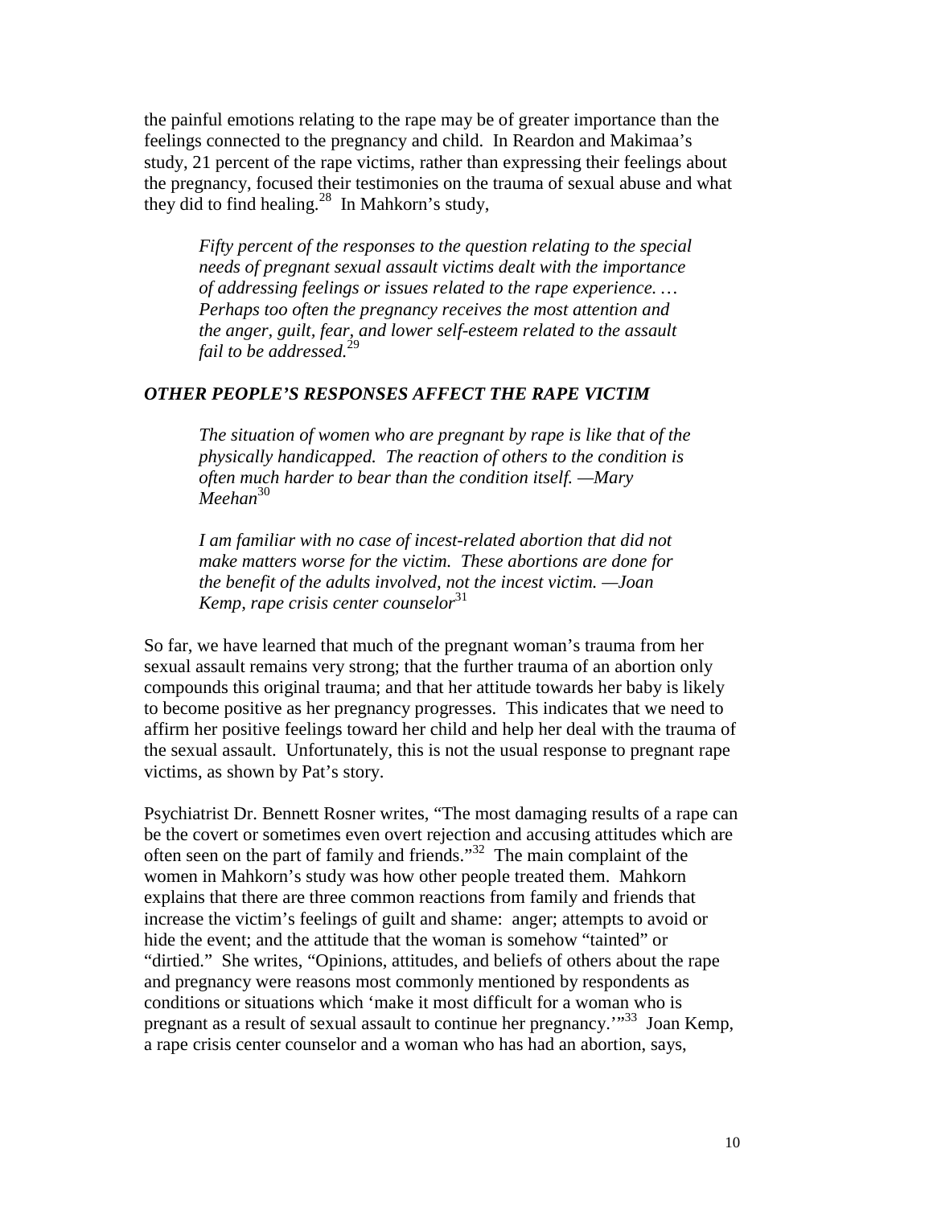the painful emotions relating to the rape may be of greater importance than the feelings connected to the pregnancy and child. In Reardon and Makimaa's study, 21 percent of the rape victims, rather than expressing their feelings about the pregnancy, focused their testimonies on the trauma of sexual abuse and what they did to find healing.[28] In Mahkorn's study,

> *Fifty percent of the responses to the question relating to the special needs of pregnant sexual assault victims dealt with the importance of addressing feelings or issues related to the rape experience. … Perhaps too often the pregnancy receives the most attention and the anger, guilt, fear, and lower self-esteem related to the assault fail to be addressed.*[29]

### *OTHER PEOPLE'S RESPONSES AFFECT THE RAPE VICTIM*

> *The situation of women who are pregnant by rape is like that of the physically handicapped. The reaction of others to the condition is often much harder to bear than the condition itself. —Mary Meehan*[30]

> *I am familiar with no case of incest-related abortion that did not make matters worse for the victim. These abortions are done for the benefit of the adults involved, not the incest victim. —Joan Kemp, rape crisis center counselor*[31]

So far, we have learned that much of the pregnant woman's trauma from her sexual assault remains very strong; that the further trauma of an abortion only compounds this original trauma; and that her attitude towards her baby is likely to become positive as her pregnancy progresses. This indicates that we need to affirm her positive feelings toward her child and help her deal with the trauma of the sexual assault. Unfortunately, this is not the usual response to pregnant rape victims, as shown by Pat's story.

Psychiatrist Dr. Bennett Rosner writes, "The most damaging results of a rape can be the covert or sometimes even overt rejection and accusing attitudes which are often seen on the part of family and friends."[32] The main complaint of the women in Mahkorn's study was how other people treated them. Mahkorn explains that there are three common reactions from family and friends that increase the victim's feelings of guilt and shame: anger; attempts to avoid or hide the event; and the attitude that the woman is somehow "tainted" or "dirtied." She writes, "Opinions, attitudes, and beliefs of others about the rape and pregnancy were reasons most commonly mentioned by respondents as conditions or situations which 'make it most difficult for a woman who is pregnant as a result of sexual assault to continue her pregnancy.'"[33] Joan Kemp, a rape crisis center counselor and a woman who has had an abortion, says,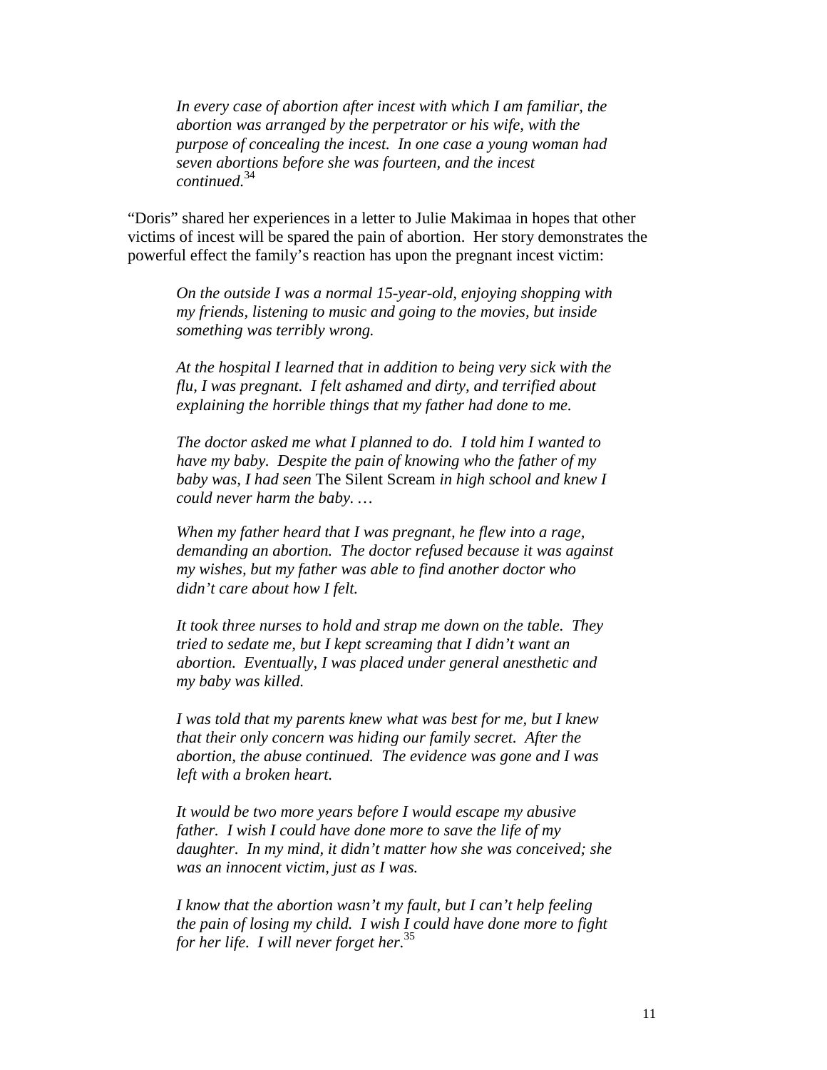> *In every case of abortion after incest with which I am familiar, the abortion was arranged by the perpetrator or his wife, with the purpose of concealing the incest. In one case a young woman had seven abortions before she was fourteen, and the incest continued.*[34]

"Doris" shared her experiences in a letter to Julie Makimaa in hopes that other victims of incest will be spared the pain of abortion. Her story demonstrates the powerful effect the family's reaction has upon the pregnant incest victim:

> *On the outside I was a normal 15-year-old, enjoying shopping with my friends, listening to music and going to the movies, but inside something was terribly wrong.*
>
> *At the hospital I learned that in addition to being very sick with the flu, I was pregnant. I felt ashamed and dirty, and terrified about explaining the horrible things that my father had done to me.*
>
> *The doctor asked me what I planned to do. I told him I wanted to have my baby. Despite the pain of knowing who the father of my baby was, I had seen* The Silent Scream *in high school and knew I could never harm the baby. …*
>
> *When my father heard that I was pregnant, he flew into a rage, demanding an abortion. The doctor refused because it was against my wishes, but my father was able to find another doctor who didn't care about how I felt.*
>
> *It took three nurses to hold and strap me down on the table. They tried to sedate me, but I kept screaming that I didn't want an abortion. Eventually, I was placed under general anesthetic and my baby was killed.*
>
> *I was told that my parents knew what was best for me, but I knew that their only concern was hiding our family secret. After the abortion, the abuse continued. The evidence was gone and I was left with a broken heart.*
>
> *It would be two more years before I would escape my abusive father. I wish I could have done more to save the life of my daughter. In my mind, it didn't matter how she was conceived; she was an innocent victim, just as I was.*
>
> *I know that the abortion wasn't my fault, but I can't help feeling the pain of losing my child. I wish I could have done more to fight for her life. I will never forget her.*[35]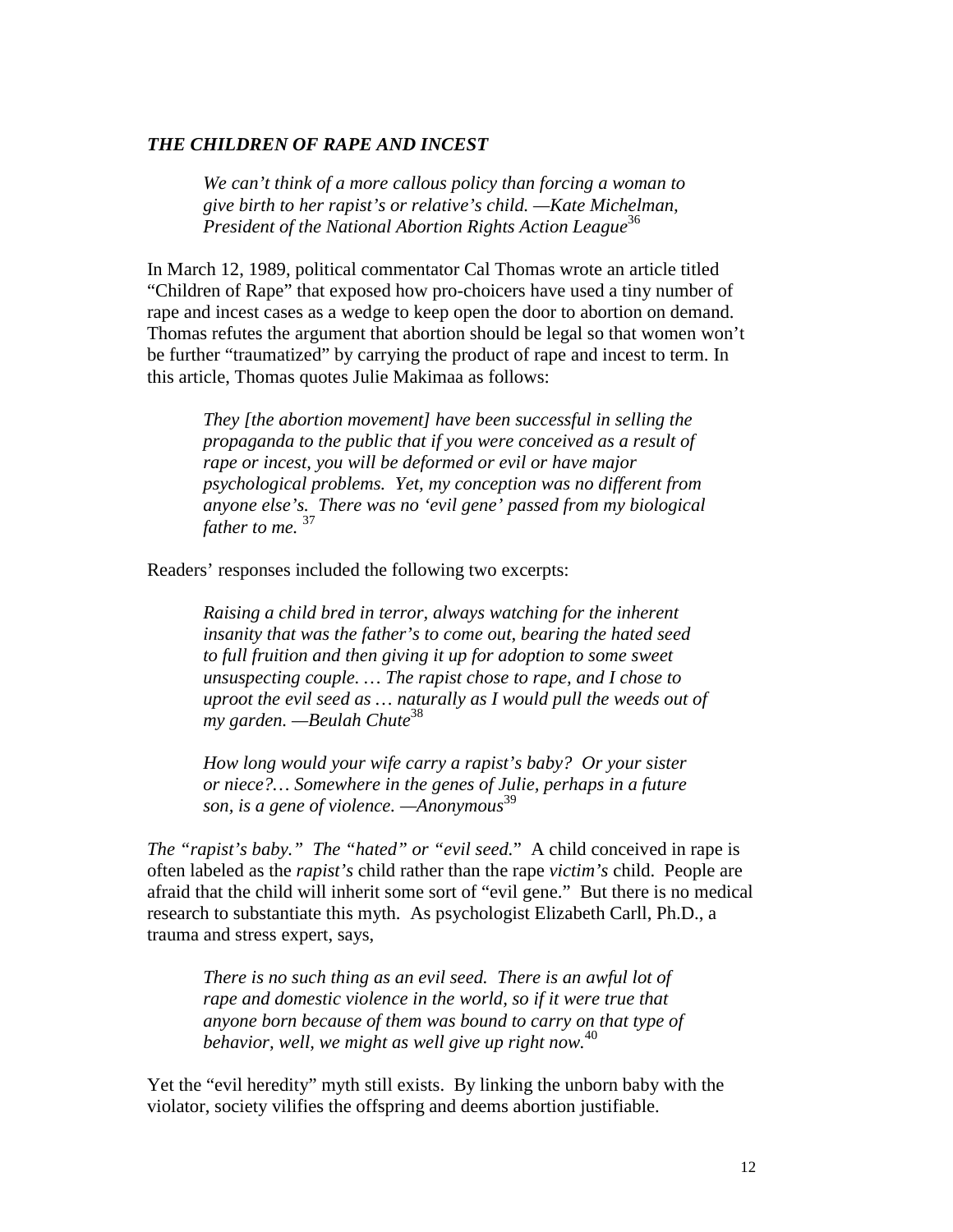### *THE CHILDREN OF RAPE AND INCEST*

> *We can't think of a more callous policy than forcing a woman to give birth to her rapist's or relative's child. —Kate Michelman, President of the National Abortion Rights Action League*[36]

In March 12, 1989, political commentator Cal Thomas wrote an article titled "Children of Rape" that exposed how pro-choicers have used a tiny number of rape and incest cases as a wedge to keep open the door to abortion on demand. Thomas refutes the argument that abortion should be legal so that women won't be further "traumatized" by carrying the product of rape and incest to term. In this article, Thomas quotes Julie Makimaa as follows:

> *They [the abortion movement] have been successful in selling the propaganda to the public that if you were conceived as a result of rape or incest, you will be deformed or evil or have major psychological problems. Yet, my conception was no different from anyone else's. There was no 'evil gene' passed from my biological father to me.* [37]

Readers' responses included the following two excerpts:

> *Raising a child bred in terror, always watching for the inherent insanity that was the father's to come out, bearing the hated seed to full fruition and then giving it up for adoption to some sweet unsuspecting couple. … The rapist chose to rape, and I chose to uproot the evil seed as … naturally as I would pull the weeds out of my garden. —Beulah Chute*[38]

> *How long would your wife carry a rapist's baby? Or your sister or niece?… Somewhere in the genes of Julie, perhaps in a future son, is a gene of violence. —Anonymous*[39]

*The "rapist's baby." The "hated" or "evil seed."* A child conceived in rape is often labeled as the *rapist's* child rather than the rape *victim's* child. People are afraid that the child will inherit some sort of "evil gene." But there is no medical research to substantiate this myth. As psychologist Elizabeth Carll, Ph.D., a trauma and stress expert, says,

> *There is no such thing as an evil seed. There is an awful lot of rape and domestic violence in the world, so if it were true that anyone born because of them was bound to carry on that type of behavior, well, we might as well give up right now.*[40]

Yet the "evil heredity" myth still exists. By linking the unborn baby with the violator, society vilifies the offspring and deems abortion justifiable.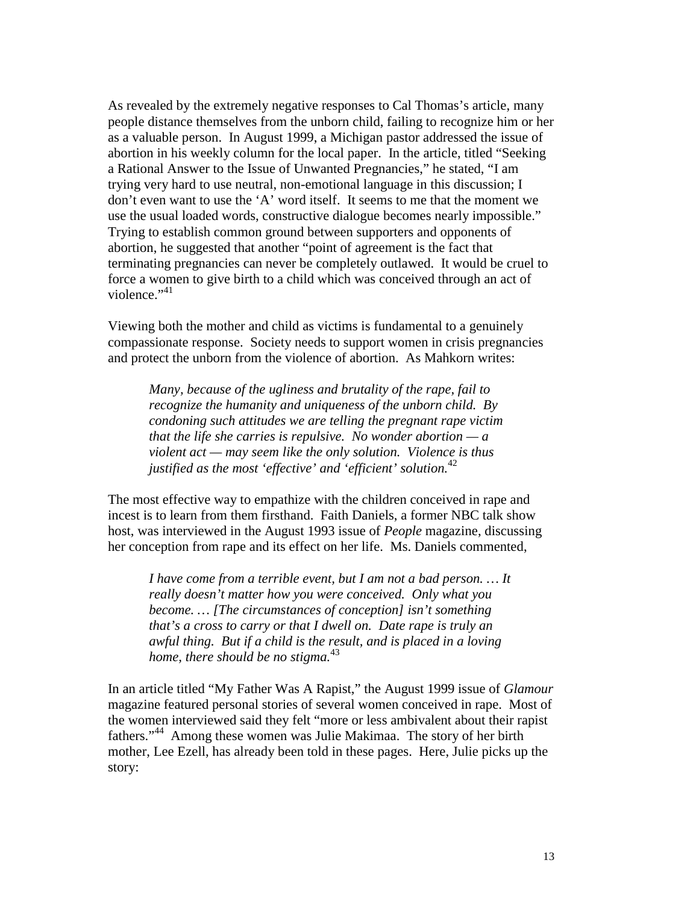As revealed by the extremely negative responses to Cal Thomas's article, many people distance themselves from the unborn child, failing to recognize him or her as a valuable person. In August 1999, a Michigan pastor addressed the issue of abortion in his weekly column for the local paper. In the article, titled "Seeking a Rational Answer to the Issue of Unwanted Pregnancies," he stated, "I am trying very hard to use neutral, non-emotional language in this discussion; I don't even want to use the 'A' word itself. It seems to me that the moment we use the usual loaded words, constructive dialogue becomes nearly impossible." Trying to establish common ground between supporters and opponents of abortion, he suggested that another "point of agreement is the fact that terminating pregnancies can never be completely outlawed. It would be cruel to force a women to give birth to a child which was conceived through an act of violence."[41]

Viewing both the mother and child as victims is fundamental to a genuinely compassionate response. Society needs to support women in crisis pregnancies and protect the unborn from the violence of abortion. As Mahkorn writes:

> *Many, because of the ugliness and brutality of the rape, fail to recognize the humanity and uniqueness of the unborn child. By condoning such attitudes we are telling the pregnant rape victim that the life she carries is repulsive. No wonder abortion — a violent act — may seem like the only solution. Violence is thus justified as the most 'effective' and 'efficient' solution.*[42]

The most effective way to empathize with the children conceived in rape and incest is to learn from them firsthand. Faith Daniels, a former NBC talk show host, was interviewed in the August 1993 issue of *People* magazine, discussing her conception from rape and its effect on her life. Ms. Daniels commented,

> *I have come from a terrible event, but I am not a bad person. … It really doesn't matter how you were conceived. Only what you become. … [The circumstances of conception] isn't something that's a cross to carry or that I dwell on. Date rape is truly an awful thing. But if a child is the result, and is placed in a loving home, there should be no stigma.*[43]

In an article titled "My Father Was A Rapist," the August 1999 issue of *Glamour* magazine featured personal stories of several women conceived in rape. Most of the women interviewed said they felt "more or less ambivalent about their rapist fathers."[44] Among these women was Julie Makimaa. The story of her birth mother, Lee Ezell, has already been told in these pages. Here, Julie picks up the story: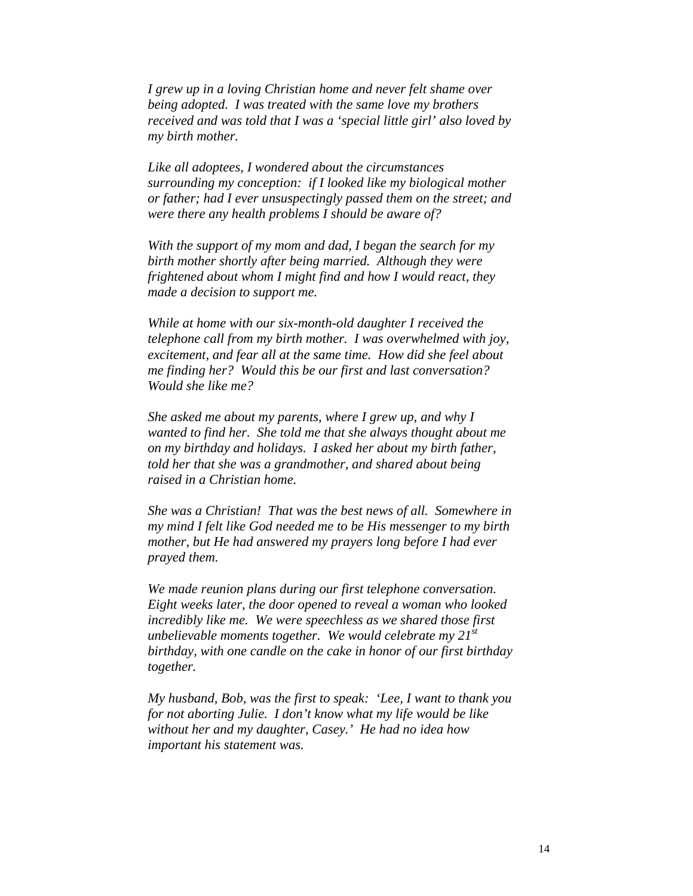*I grew up in a loving Christian home and never felt shame over being adopted. I was treated with the same love my brothers received and was told that I was a 'special little girl' also loved by my birth mother.*

*Like all adoptees, I wondered about the circumstances surrounding my conception: if I looked like my biological mother or father; had I ever unsuspectingly passed them on the street; and were there any health problems I should be aware of?*

*With the support of my mom and dad, I began the search for my birth mother shortly after being married. Although they were frightened about whom I might find and how I would react, they made a decision to support me.*

*While at home with our six-month-old daughter I received the telephone call from my birth mother. I was overwhelmed with joy, excitement, and fear all at the same time. How did she feel about me finding her? Would this be our first and last conversation? Would she like me?*

*She asked me about my parents, where I grew up, and why I wanted to find her. She told me that she always thought about me on my birthday and holidays. I asked her about my birth father, told her that she was a grandmother, and shared about being raised in a Christian home.*

*She was a Christian! That was the best news of all. Somewhere in my mind I felt like God needed me to be His messenger to my birth mother, but He had answered my prayers long before I had ever prayed them.*

*We made reunion plans during our first telephone conversation. Eight weeks later, the door opened to reveal a woman who looked incredibly like me. We were speechless as we shared those first unbelievable moments together. We would celebrate my 21st birthday, with one candle on the cake in honor of our first birthday together.*

*My husband, Bob, was the first to speak: 'Lee, I want to thank you for not aborting Julie. I don't know what my life would be like without her and my daughter, Casey.' He had no idea how important his statement was.*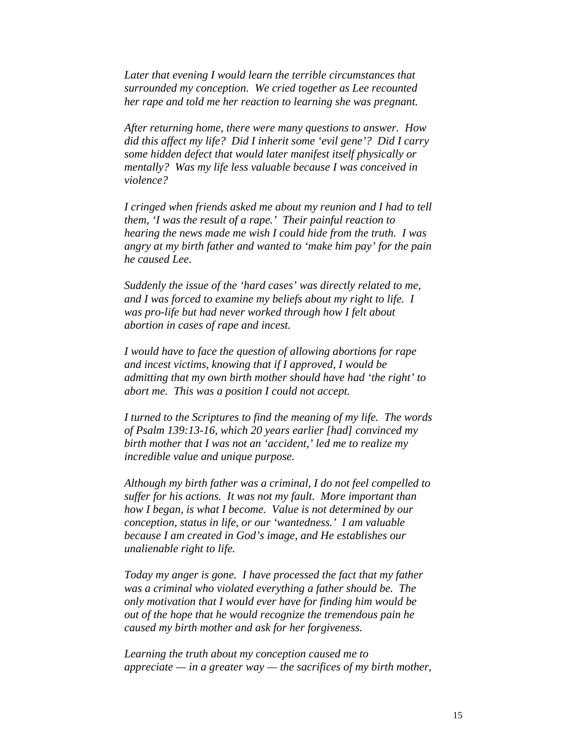*Later that evening I would learn the terrible circumstances that surrounded my conception. We cried together as Lee recounted her rape and told me her reaction to learning she was pregnant.*

*After returning home, there were many questions to answer. How did this affect my life? Did I inherit some 'evil gene'? Did I carry some hidden defect that would later manifest itself physically or mentally? Was my life less valuable because I was conceived in violence?*

*I cringed when friends asked me about my reunion and I had to tell them, 'I was the result of a rape.' Their painful reaction to hearing the news made me wish I could hide from the truth. I was angry at my birth father and wanted to 'make him pay' for the pain he caused Lee.*

*Suddenly the issue of the 'hard cases' was directly related to me, and I was forced to examine my beliefs about my right to life. I was pro-life but had never worked through how I felt about abortion in cases of rape and incest.*

*I would have to face the question of allowing abortions for rape and incest victims, knowing that if I approved, I would be admitting that my own birth mother should have had 'the right' to abort me. This was a position I could not accept.*

*I turned to the Scriptures to find the meaning of my life. The words of Psalm 139:13-16, which 20 years earlier [had] convinced my birth mother that I was not an 'accident,' led me to realize my incredible value and unique purpose.*

*Although my birth father was a criminal, I do not feel compelled to suffer for his actions. It was not my fault. More important than how I began, is what I become. Value is not determined by our conception, status in life, or our 'wantedness.' I am valuable because I am created in God's image, and He establishes our unalienable right to life.*

*Today my anger is gone. I have processed the fact that my father was a criminal who violated everything a father should be. The only motivation that I would ever have for finding him would be out of the hope that he would recognize the tremendous pain he caused my birth mother and ask for her forgiveness.*

*Learning the truth about my conception caused me to appreciate — in a greater way — the sacrifices of my birth mother,*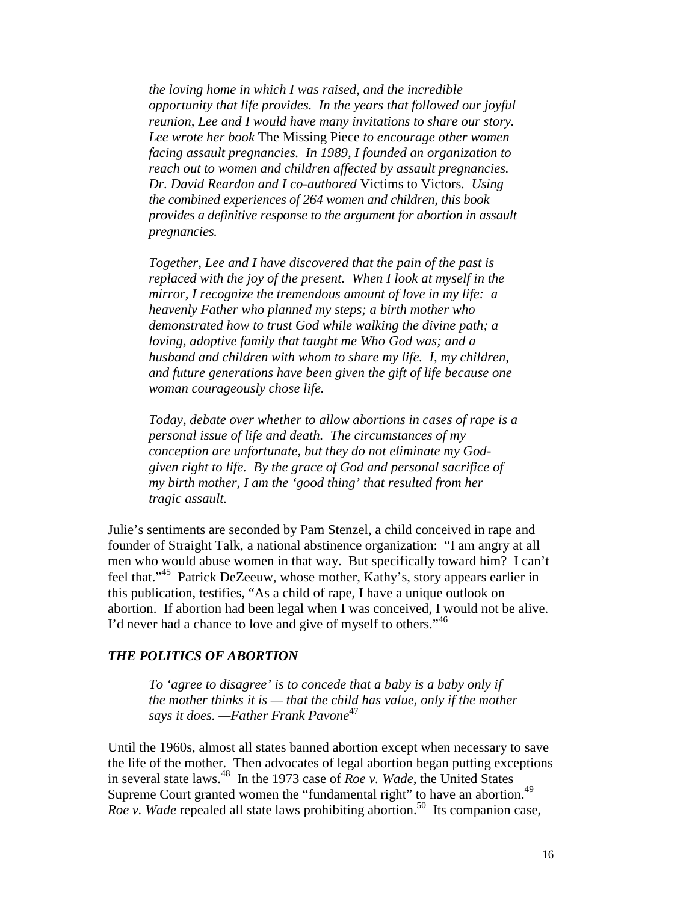*the loving home in which I was raised, and the incredible opportunity that life provides. In the years that followed our joyful reunion, Lee and I would have many invitations to share our story. Lee wrote her book* The Missing Piece *to encourage other women facing assault pregnancies. In 1989, I founded an organization to reach out to women and children affected by assault pregnancies. Dr. David Reardon and I co-authored* Victims to Victors*. Using the combined experiences of 264 women and children, this book provides a definitive response to the argument for abortion in assault pregnancies.*

*Together, Lee and I have discovered that the pain of the past is replaced with the joy of the present. When I look at myself in the mirror, I recognize the tremendous amount of love in my life: a heavenly Father who planned my steps; a birth mother who demonstrated how to trust God while walking the divine path; a loving, adoptive family that taught me Who God was; and a husband and children with whom to share my life. I, my children, and future generations have been given the gift of life because one woman courageously chose life.*

*Today, debate over whether to allow abortions in cases of rape is a personal issue of life and death. The circumstances of my conception are unfortunate, but they do not eliminate my God-given right to life. By the grace of God and personal sacrifice of my birth mother, I am the 'good thing' that resulted from her tragic assault.*

Julie's sentiments are seconded by Pam Stenzel, a child conceived in rape and founder of Straight Talk, a national abstinence organization: "I am angry at all men who would abuse women in that way. But specifically toward him? I can't feel that."[45] Patrick DeZeeuw, whose mother, Kathy's, story appears earlier in this publication, testifies, "As a child of rape, I have a unique outlook on abortion. If abortion had been legal when I was conceived, I would not be alive. I'd never had a chance to love and give of myself to others."[46]

### *THE POLITICS OF ABORTION*

*To 'agree to disagree' is to concede that a baby is a baby only if the mother thinks it is — that the child has value, only if the mother says it does. —Father Frank Pavone*[47]

Until the 1960s, almost all states banned abortion except when necessary to save the life of the mother. Then advocates of legal abortion began putting exceptions in several state laws.[48] In the 1973 case of *Roe v. Wade*, the United States Supreme Court granted women the "fundamental right" to have an abortion.[49] *Roe v. Wade* repealed all state laws prohibiting abortion.[50] Its companion case,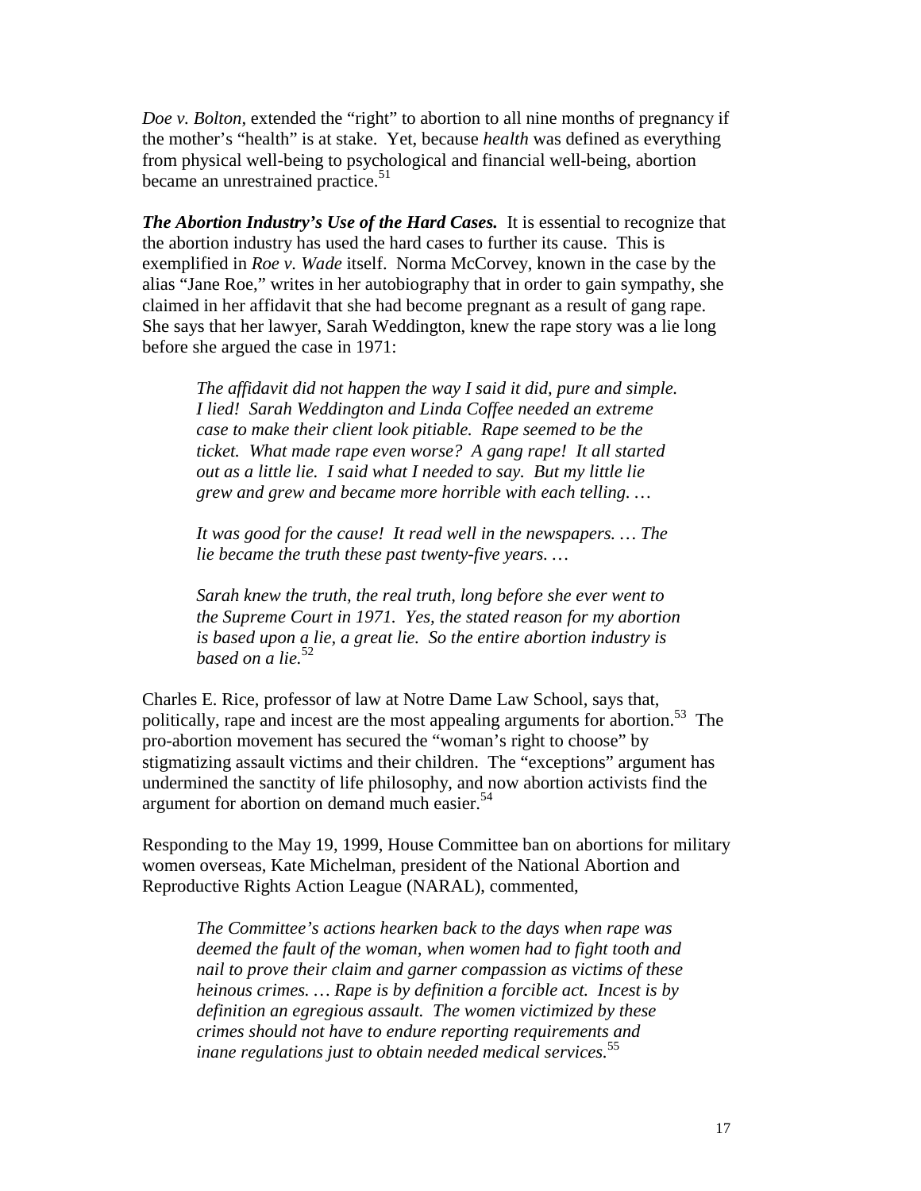*Doe v. Bolton*, extended the "right" to abortion to all nine months of pregnancy if the mother's "health" is at stake. Yet, because *health* was defined as everything from physical well-being to psychological and financial well-being, abortion became an unrestrained practice.[51]

***The Abortion Industry's Use of the Hard Cases.*** It is essential to recognize that the abortion industry has used the hard cases to further its cause. This is exemplified in *Roe v. Wade* itself. Norma McCorvey, known in the case by the alias "Jane Roe," writes in her autobiography that in order to gain sympathy, she claimed in her affidavit that she had become pregnant as a result of gang rape. She says that her lawyer, Sarah Weddington, knew the rape story was a lie long before she argued the case in 1971:

> *The affidavit did not happen the way I said it did, pure and simple. I lied! Sarah Weddington and Linda Coffee needed an extreme case to make their client look pitiable. Rape seemed to be the ticket. What made rape even worse? A gang rape! It all started out as a little lie. I said what I needed to say. But my little lie grew and grew and became more horrible with each telling. …*
>
> *It was good for the cause! It read well in the newspapers. … The lie became the truth these past twenty-five years. …*
>
> *Sarah knew the truth, the real truth, long before she ever went to the Supreme Court in 1971. Yes, the stated reason for my abortion is based upon a lie, a great lie. So the entire abortion industry is based on a lie.*[52]

Charles E. Rice, professor of law at Notre Dame Law School, says that, politically, rape and incest are the most appealing arguments for abortion.[53] The pro-abortion movement has secured the "woman's right to choose" by stigmatizing assault victims and their children. The "exceptions" argument has undermined the sanctity of life philosophy, and now abortion activists find the argument for abortion on demand much easier.[54]

Responding to the May 19, 1999, House Committee ban on abortions for military women overseas, Kate Michelman, president of the National Abortion and Reproductive Rights Action League (NARAL), commented,

> *The Committee's actions hearken back to the days when rape was deemed the fault of the woman, when women had to fight tooth and nail to prove their claim and garner compassion as victims of these heinous crimes. … Rape is by definition a forcible act. Incest is by definition an egregious assault. The women victimized by these crimes should not have to endure reporting requirements and inane regulations just to obtain needed medical services.*[55]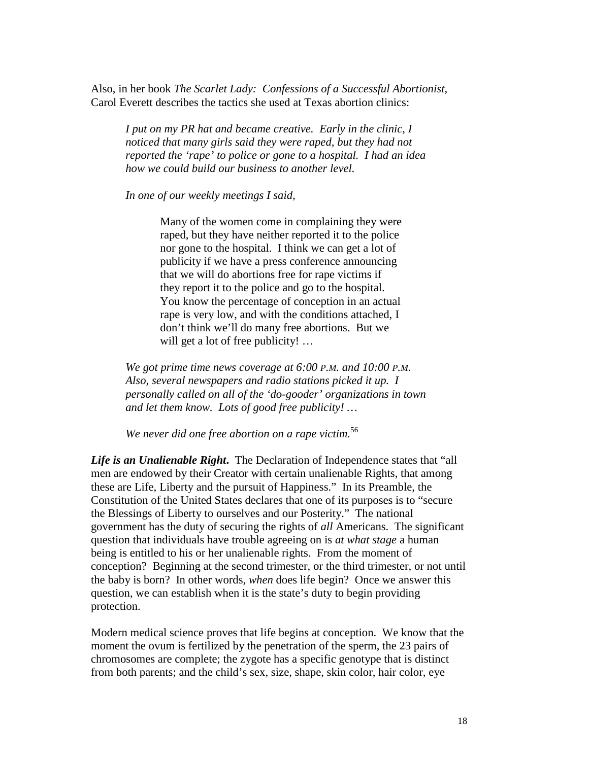Also, in her book *The Scarlet Lady: Confessions of a Successful Abortionist*, Carol Everett describes the tactics she used at Texas abortion clinics:

> *I put on my PR hat and became creative. Early in the clinic, I noticed that many girls said they were raped, but they had not reported the 'rape' to police or gone to a hospital. I had an idea how we could build our business to another level.*
>
> *In one of our weekly meetings I said,*
>
> > Many of the women come in complaining they were raped, but they have neither reported it to the police nor gone to the hospital. I think we can get a lot of publicity if we have a press conference announcing that we will do abortions free for rape victims if they report it to the police and go to the hospital. You know the percentage of conception in an actual rape is very low, and with the conditions attached, I don't think we'll do many free abortions. But we will get a lot of free publicity! …
>
> *We got prime time news coverage at 6:00 P.M. and 10:00 P.M. Also, several newspapers and radio stations picked it up. I personally called on all of the 'do-gooder' organizations in town and let them know. Lots of good free publicity! …*
>
> *We never did one free abortion on a rape victim.*[56]

***Life is an Unalienable Right***. The Declaration of Independence states that "all men are endowed by their Creator with certain unalienable Rights, that among these are Life, Liberty and the pursuit of Happiness." In its Preamble, the Constitution of the United States declares that one of its purposes is to "secure the Blessings of Liberty to ourselves and our Posterity." The national government has the duty of securing the rights of *all* Americans. The significant question that individuals have trouble agreeing on is *at what stage* a human being is entitled to his or her unalienable rights. From the moment of conception? Beginning at the second trimester, or the third trimester, or not until the baby is born? In other words, *when* does life begin? Once we answer this question, we can establish when it is the state's duty to begin providing protection.

Modern medical science proves that life begins at conception. We know that the moment the ovum is fertilized by the penetration of the sperm, the 23 pairs of chromosomes are complete; the zygote has a specific genotype that is distinct from both parents; and the child's sex, size, shape, skin color, hair color, eye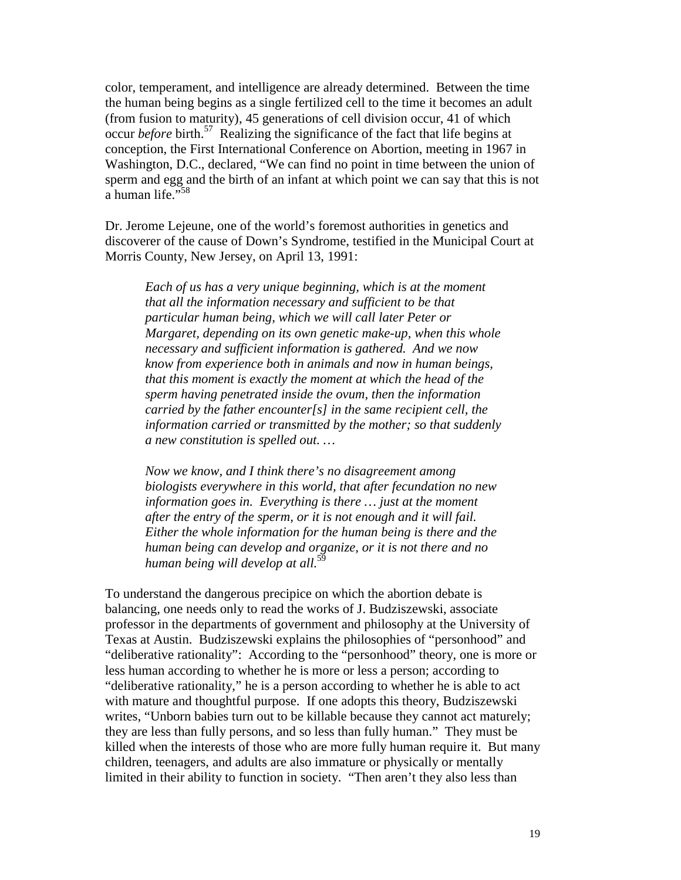color, temperament, and intelligence are already determined. Between the time the human being begins as a single fertilized cell to the time it becomes an adult (from fusion to maturity), 45 generations of cell division occur, 41 of which occur *before* birth.[57] Realizing the significance of the fact that life begins at conception, the First International Conference on Abortion, meeting in 1967 in Washington, D.C., declared, "We can find no point in time between the union of sperm and egg and the birth of an infant at which point we can say that this is not a human life."[58]

Dr. Jerome Lejeune, one of the world's foremost authorities in genetics and discoverer of the cause of Down's Syndrome, testified in the Municipal Court at Morris County, New Jersey, on April 13, 1991:

> *Each of us has a very unique beginning, which is at the moment that all the information necessary and sufficient to be that particular human being, which we will call later Peter or Margaret, depending on its own genetic make-up, when this whole necessary and sufficient information is gathered. And we now know from experience both in animals and now in human beings, that this moment is exactly the moment at which the head of the sperm having penetrated inside the ovum, then the information carried by the father encounter[s] in the same recipient cell, the information carried or transmitted by the mother; so that suddenly a new constitution is spelled out. …*
>
> *Now we know, and I think there's no disagreement among biologists everywhere in this world, that after fecundation no new information goes in. Everything is there … just at the moment after the entry of the sperm, or it is not enough and it will fail. Either the whole information for the human being is there and the human being can develop and organize, or it is not there and no human being will develop at all.*[59]

To understand the dangerous precipice on which the abortion debate is balancing, one needs only to read the works of J. Budziszewski, associate professor in the departments of government and philosophy at the University of Texas at Austin. Budziszewski explains the philosophies of "personhood" and "deliberative rationality": According to the "personhood" theory, one is more or less human according to whether he is more or less a person; according to "deliberative rationality," he is a person according to whether he is able to act with mature and thoughtful purpose. If one adopts this theory, Budziszewski writes, "Unborn babies turn out to be killable because they cannot act maturely; they are less than fully persons, and so less than fully human." They must be killed when the interests of those who are more fully human require it. But many children, teenagers, and adults are also immature or physically or mentally limited in their ability to function in society. "Then aren't they also less than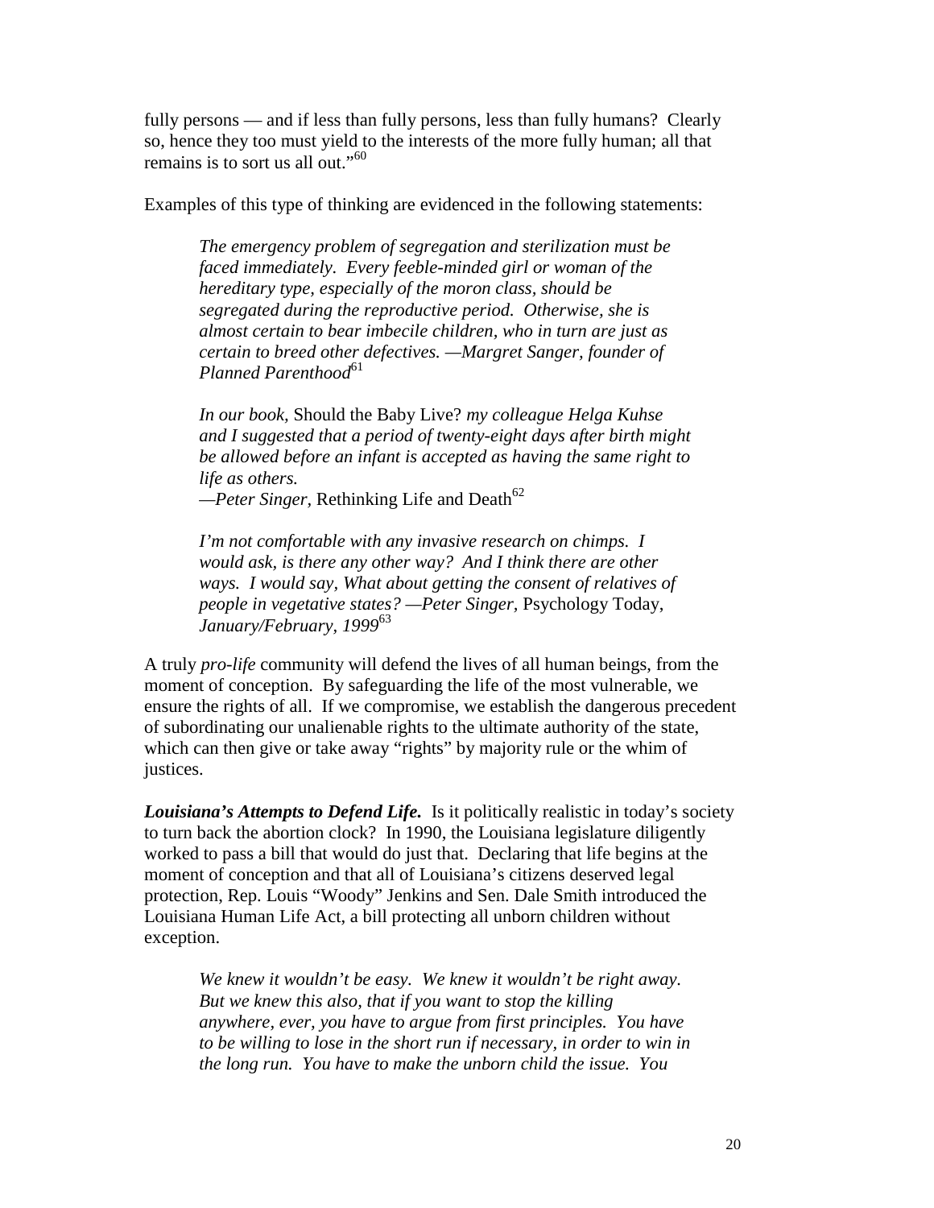fully persons — and if less than fully persons, less than fully humans? Clearly so, hence they too must yield to the interests of the more fully human; all that remains is to sort us all out."[60]

Examples of this type of thinking are evidenced in the following statements:

> *The emergency problem of segregation and sterilization must be faced immediately. Every feeble-minded girl or woman of the hereditary type, especially of the moron class, should be segregated during the reproductive period. Otherwise, she is almost certain to bear imbecile children, who in turn are just as certain to breed other defectives. —Margret Sanger, founder of Planned Parenthood*[61]

> *In our book,* Should the Baby Live? *my colleague Helga Kuhse and I suggested that a period of twenty-eight days after birth might be allowed before an infant is accepted as having the same right to life as others.*
> *—Peter Singer,* Rethinking Life and Death[62]

> *I'm not comfortable with any invasive research on chimps. I would ask, is there any other way? And I think there are other ways. I would say, What about getting the consent of relatives of people in vegetative states? —Peter Singer,* Psychology Today, *January/February, 1999*[63]

A truly *pro-life* community will defend the lives of all human beings, from the moment of conception. By safeguarding the life of the most vulnerable, we ensure the rights of all. If we compromise, we establish the dangerous precedent of subordinating our unalienable rights to the ultimate authority of the state, which can then give or take away "rights" by majority rule or the whim of justices.

***Louisiana's Attempts to Defend Life.*** Is it politically realistic in today's society to turn back the abortion clock? In 1990, the Louisiana legislature diligently worked to pass a bill that would do just that. Declaring that life begins at the moment of conception and that all of Louisiana's citizens deserved legal protection, Rep. Louis "Woody" Jenkins and Sen. Dale Smith introduced the Louisiana Human Life Act, a bill protecting all unborn children without exception.

> *We knew it wouldn't be easy. We knew it wouldn't be right away. But we knew this also, that if you want to stop the killing anywhere, ever, you have to argue from first principles. You have to be willing to lose in the short run if necessary, in order to win in the long run. You have to make the unborn child the issue. You*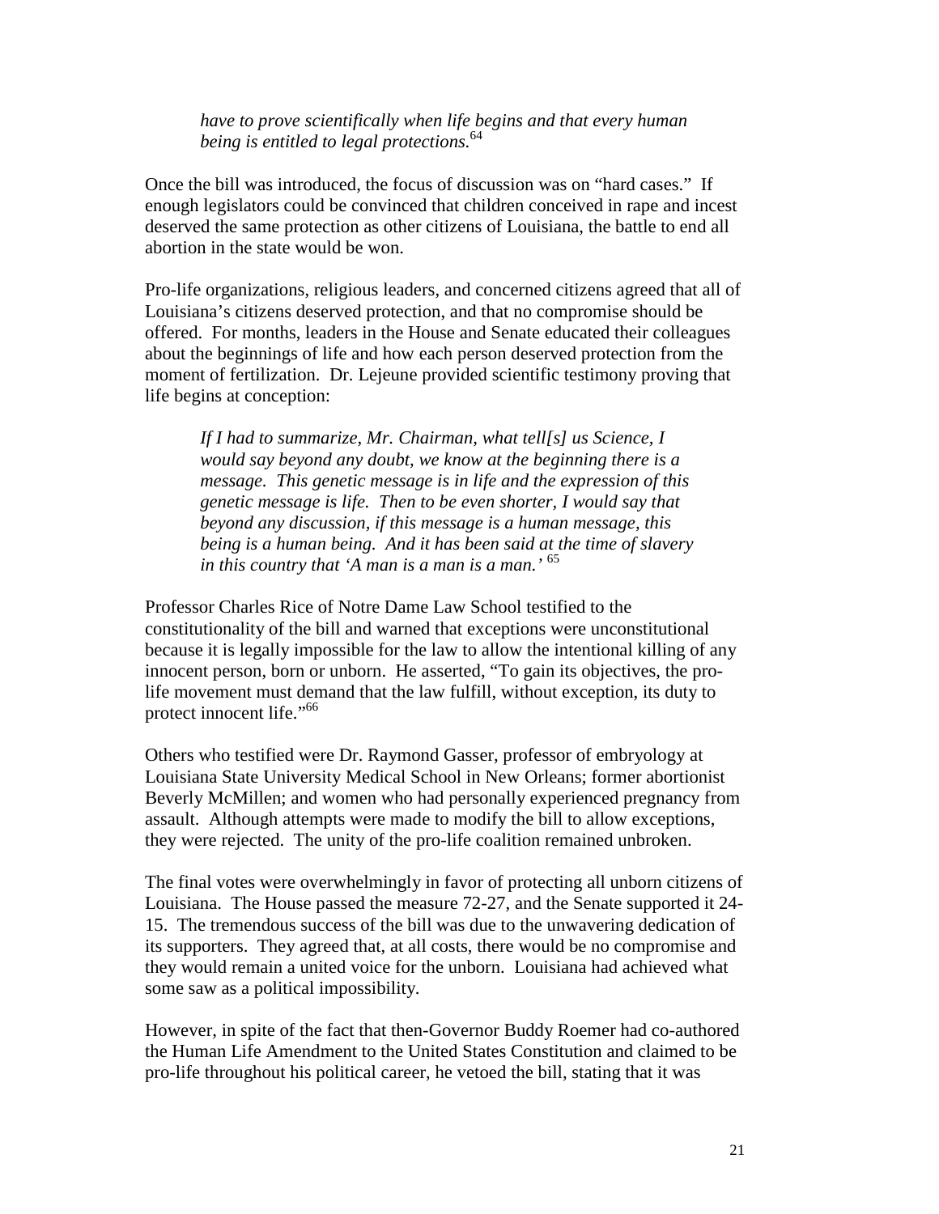*have to prove scientifically when life begins and that every human being is entitled to legal protections.*[64]

Once the bill was introduced, the focus of discussion was on "hard cases." If enough legislators could be convinced that children conceived in rape and incest deserved the same protection as other citizens of Louisiana, the battle to end all abortion in the state would be won.

Pro-life organizations, religious leaders, and concerned citizens agreed that all of Louisiana's citizens deserved protection, and that no compromise should be offered. For months, leaders in the House and Senate educated their colleagues about the beginnings of life and how each person deserved protection from the moment of fertilization. Dr. Lejeune provided scientific testimony proving that life begins at conception:

> *If I had to summarize, Mr. Chairman, what tell[s] us Science, I would say beyond any doubt, we know at the beginning there is a message. This genetic message is in life and the expression of this genetic message is life. Then to be even shorter, I would say that beyond any discussion, if this message is a human message, this being is a human being. And it has been said at the time of slavery in this country that 'A man is a man is a man.'* [65]

Professor Charles Rice of Notre Dame Law School testified to the constitutionality of the bill and warned that exceptions were unconstitutional because it is legally impossible for the law to allow the intentional killing of any innocent person, born or unborn. He asserted, "To gain its objectives, the pro-life movement must demand that the law fulfill, without exception, its duty to protect innocent life."[66]

Others who testified were Dr. Raymond Gasser, professor of embryology at Louisiana State University Medical School in New Orleans; former abortionist Beverly McMillen; and women who had personally experienced pregnancy from assault. Although attempts were made to modify the bill to allow exceptions, they were rejected. The unity of the pro-life coalition remained unbroken.

The final votes were overwhelmingly in favor of protecting all unborn citizens of Louisiana. The House passed the measure 72-27, and the Senate supported it 24-15. The tremendous success of the bill was due to the unwavering dedication of its supporters. They agreed that, at all costs, there would be no compromise and they would remain a united voice for the unborn. Louisiana had achieved what some saw as a political impossibility.

However, in spite of the fact that then-Governor Buddy Roemer had co-authored the Human Life Amendment to the United States Constitution and claimed to be pro-life throughout his political career, he vetoed the bill, stating that it was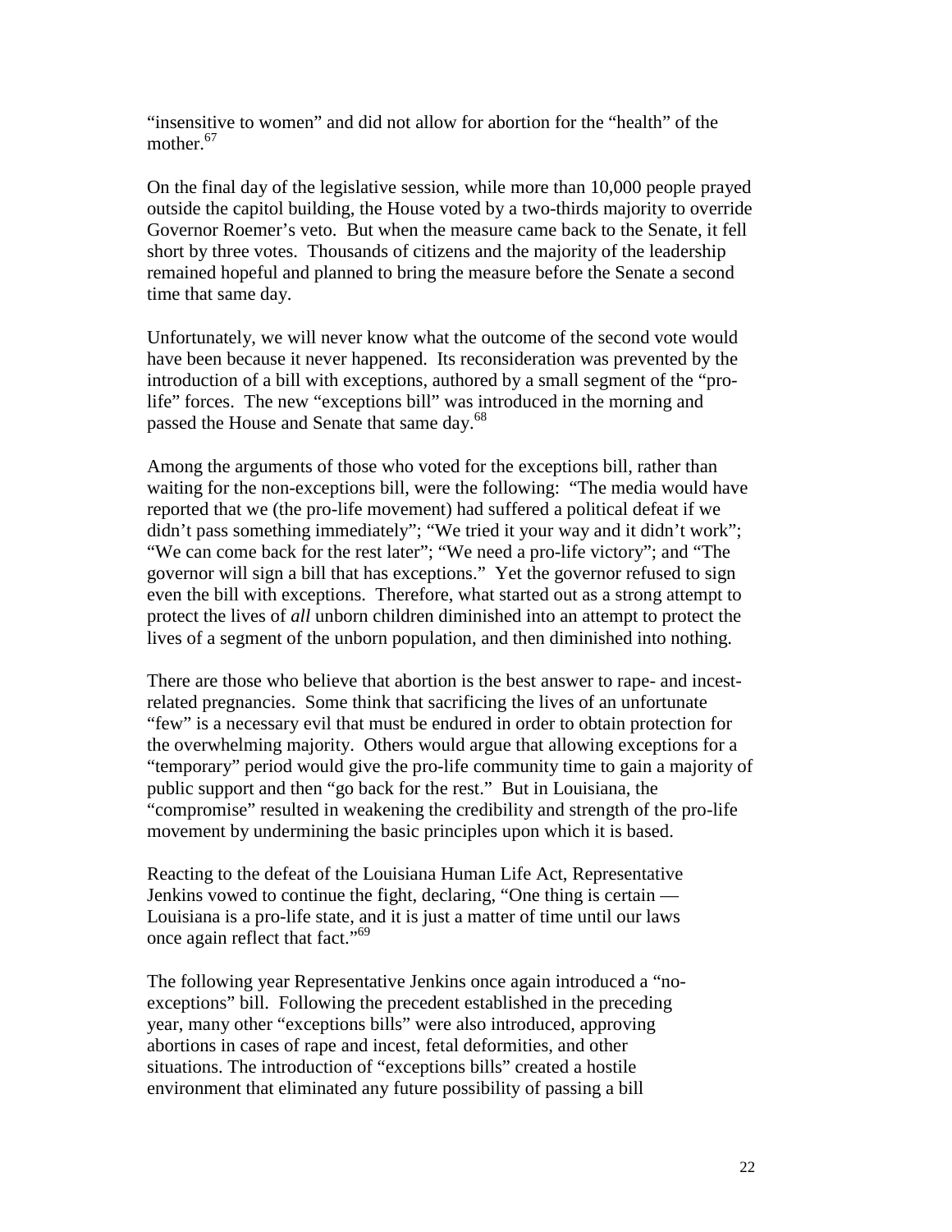"insensitive to women" and did not allow for abortion for the "health" of the mother.[67]

On the final day of the legislative session, while more than 10,000 people prayed outside the capitol building, the House voted by a two-thirds majority to override Governor Roemer's veto. But when the measure came back to the Senate, it fell short by three votes. Thousands of citizens and the majority of the leadership remained hopeful and planned to bring the measure before the Senate a second time that same day.

Unfortunately, we will never know what the outcome of the second vote would have been because it never happened. Its reconsideration was prevented by the introduction of a bill with exceptions, authored by a small segment of the "pro-life" forces. The new "exceptions bill" was introduced in the morning and passed the House and Senate that same day.[68]

Among the arguments of those who voted for the exceptions bill, rather than waiting for the non-exceptions bill, were the following: "The media would have reported that we (the pro-life movement) had suffered a political defeat if we didn't pass something immediately"; "We tried it your way and it didn't work"; "We can come back for the rest later"; "We need a pro-life victory"; and "The governor will sign a bill that has exceptions." Yet the governor refused to sign even the bill with exceptions. Therefore, what started out as a strong attempt to protect the lives of *all* unborn children diminished into an attempt to protect the lives of a segment of the unborn population, and then diminished into nothing.

There are those who believe that abortion is the best answer to rape- and incest-related pregnancies. Some think that sacrificing the lives of an unfortunate "few" is a necessary evil that must be endured in order to obtain protection for the overwhelming majority. Others would argue that allowing exceptions for a "temporary" period would give the pro-life community time to gain a majority of public support and then "go back for the rest." But in Louisiana, the "compromise" resulted in weakening the credibility and strength of the pro-life movement by undermining the basic principles upon which it is based.

Reacting to the defeat of the Louisiana Human Life Act, Representative Jenkins vowed to continue the fight, declaring, "One thing is certain — Louisiana is a pro-life state, and it is just a matter of time until our laws once again reflect that fact."[69]

The following year Representative Jenkins once again introduced a "no-exceptions" bill. Following the precedent established in the preceding year, many other "exceptions bills" were also introduced, approving abortions in cases of rape and incest, fetal deformities, and other situations. The introduction of "exceptions bills" created a hostile environment that eliminated any future possibility of passing a bill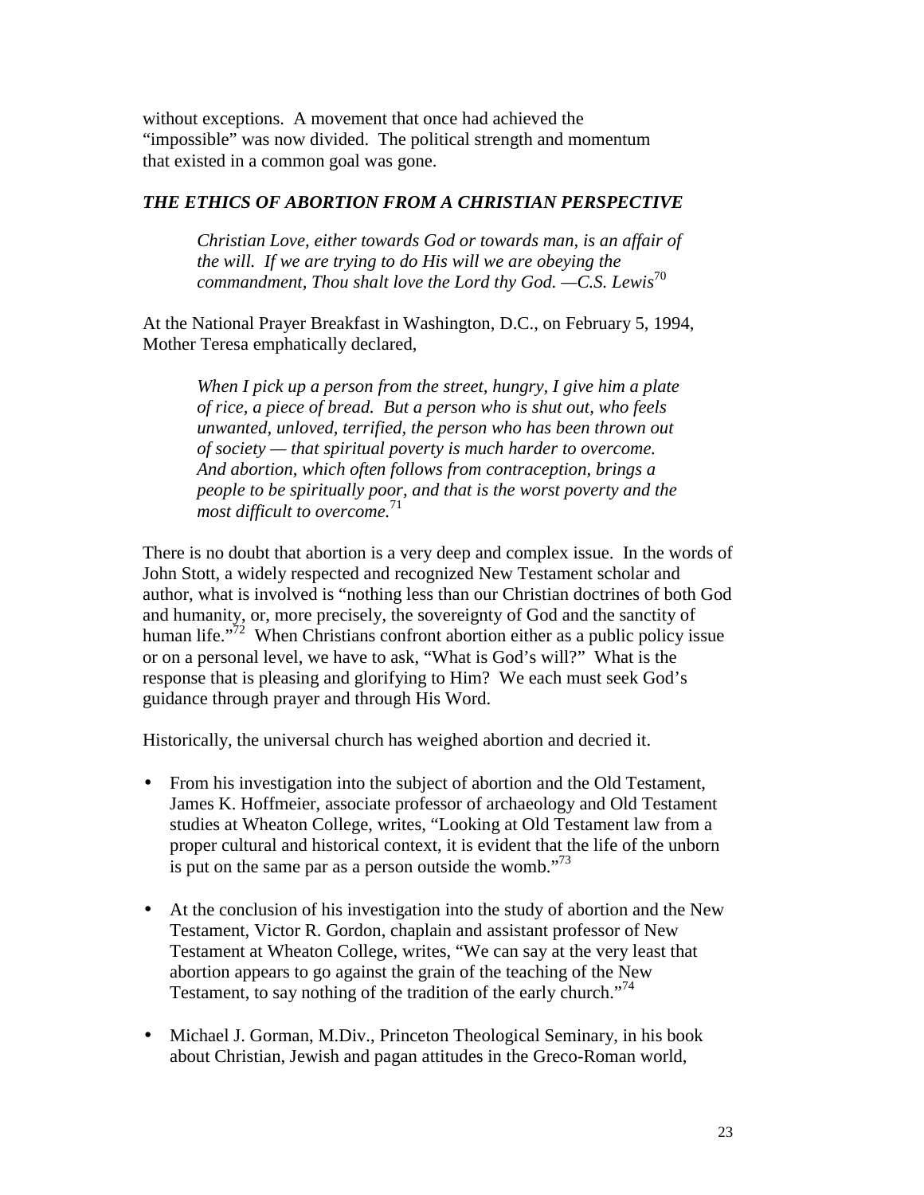without exceptions. A movement that once had achieved the "impossible" was now divided. The political strength and momentum that existed in a common goal was gone.

### *THE ETHICS OF ABORTION FROM A CHRISTIAN PERSPECTIVE*

> *Christian Love, either towards God or towards man, is an affair of the will. If we are trying to do His will we are obeying the commandment, Thou shalt love the Lord thy God. —C.S. Lewis*[70]

At the National Prayer Breakfast in Washington, D.C., on February 5, 1994, Mother Teresa emphatically declared,

> *When I pick up a person from the street, hungry, I give him a plate of rice, a piece of bread. But a person who is shut out, who feels unwanted, unloved, terrified, the person who has been thrown out of society — that spiritual poverty is much harder to overcome. And abortion, which often follows from contraception, brings a people to be spiritually poor, and that is the worst poverty and the most difficult to overcome.*[71]

There is no doubt that abortion is a very deep and complex issue. In the words of John Stott, a widely respected and recognized New Testament scholar and author, what is involved is "nothing less than our Christian doctrines of both God and humanity, or, more precisely, the sovereignty of God and the sanctity of human life."[72] When Christians confront abortion either as a public policy issue or on a personal level, we have to ask, "What is God's will?" What is the response that is pleasing and glorifying to Him? We each must seek God's guidance through prayer and through His Word.

Historically, the universal church has weighed abortion and decried it.

- From his investigation into the subject of abortion and the Old Testament, James K. Hoffmeier, associate professor of archaeology and Old Testament studies at Wheaton College, writes, "Looking at Old Testament law from a proper cultural and historical context, it is evident that the life of the unborn is put on the same par as a person outside the womb."[73]

- At the conclusion of his investigation into the study of abortion and the New Testament, Victor R. Gordon, chaplain and assistant professor of New Testament at Wheaton College, writes, "We can say at the very least that abortion appears to go against the grain of the teaching of the New Testament, to say nothing of the tradition of the early church."[74]

- Michael J. Gorman, M.Div., Princeton Theological Seminary, in his book about Christian, Jewish and pagan attitudes in the Greco-Roman world,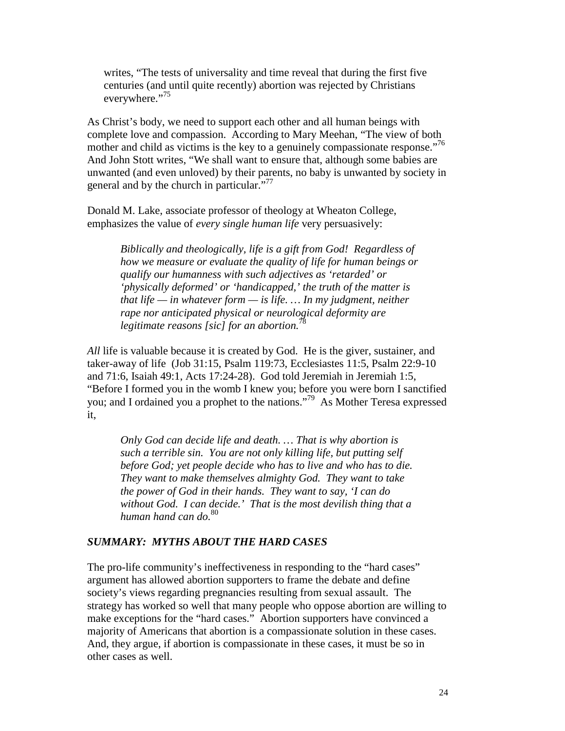> writes, "The tests of universality and time reveal that during the first five centuries (and until quite recently) abortion was rejected by Christians everywhere."[75]

As Christ's body, we need to support each other and all human beings with complete love and compassion. According to Mary Meehan, "The view of both mother and child as victims is the key to a genuinely compassionate response."[76] And John Stott writes, "We shall want to ensure that, although some babies are unwanted (and even unloved) by their parents, no baby is unwanted by society in general and by the church in particular."[77]

Donald M. Lake, associate professor of theology at Wheaton College, emphasizes the value of *every single human life* very persuasively:

> *Biblically and theologically, life is a gift from God! Regardless of how we measure or evaluate the quality of life for human beings or qualify our humanness with such adjectives as 'retarded' or 'physically deformed' or 'handicapped,' the truth of the matter is that life — in whatever form — is life. … In my judgment, neither rape nor anticipated physical or neurological deformity are legitimate reasons [sic] for an abortion.*[78]

*All* life is valuable because it is created by God. He is the giver, sustainer, and taker-away of life (Job 31:15, Psalm 119:73, Ecclesiastes 11:5, Psalm 22:9-10 and 71:6, Isaiah 49:1, Acts 17:24-28). God told Jeremiah in Jeremiah 1:5, "Before I formed you in the womb I knew you; before you were born I sanctified you; and I ordained you a prophet to the nations."[79] As Mother Teresa expressed it,

> *Only God can decide life and death. … That is why abortion is such a terrible sin. You are not only killing life, but putting self before God; yet people decide who has to live and who has to die. They want to make themselves almighty God. They want to take the power of God in their hands. They want to say, 'I can do without God. I can decide.' That is the most devilish thing that a human hand can do.*[80]

### *SUMMARY: MYTHS ABOUT THE HARD CASES*

The pro-life community's ineffectiveness in responding to the "hard cases" argument has allowed abortion supporters to frame the debate and define society's views regarding pregnancies resulting from sexual assault. The strategy has worked so well that many people who oppose abortion are willing to make exceptions for the "hard cases." Abortion supporters have convinced a majority of Americans that abortion is a compassionate solution in these cases. And, they argue, if abortion is compassionate in these cases, it must be so in other cases as well.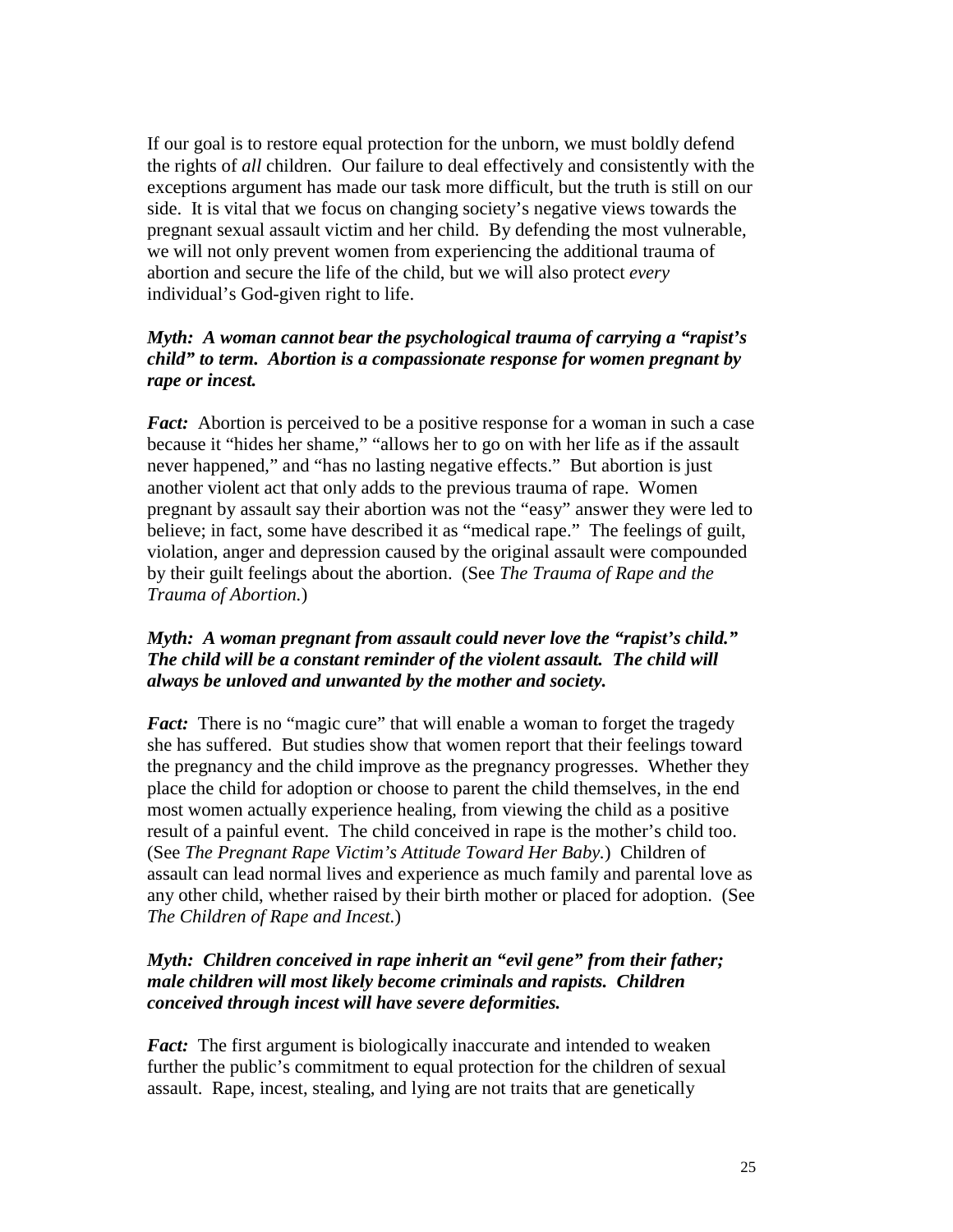If our goal is to restore equal protection for the unborn, we must boldly defend the rights of *all* children. Our failure to deal effectively and consistently with the exceptions argument has made our task more difficult, but the truth is still on our side. It is vital that we focus on changing society's negative views towards the pregnant sexual assault victim and her child. By defending the most vulnerable, we will not only prevent women from experiencing the additional trauma of abortion and secure the life of the child, but we will also protect *every* individual's God-given right to life.

***Myth: A woman cannot bear the psychological trauma of carrying a "rapist's child" to term. Abortion is a compassionate response for women pregnant by rape or incest.***

***Fact:*** Abortion is perceived to be a positive response for a woman in such a case because it "hides her shame," "allows her to go on with her life as if the assault never happened," and "has no lasting negative effects." But abortion is just another violent act that only adds to the previous trauma of rape. Women pregnant by assault say their abortion was not the "easy" answer they were led to believe; in fact, some have described it as "medical rape." The feelings of guilt, violation, anger and depression caused by the original assault were compounded by their guilt feelings about the abortion. (See *The Trauma of Rape and the Trauma of Abortion.*)

***Myth: A woman pregnant from assault could never love the "rapist's child." The child will be a constant reminder of the violent assault. The child will always be unloved and unwanted by the mother and society.***

***Fact:*** There is no "magic cure" that will enable a woman to forget the tragedy she has suffered. But studies show that women report that their feelings toward the pregnancy and the child improve as the pregnancy progresses. Whether they place the child for adoption or choose to parent the child themselves, in the end most women actually experience healing, from viewing the child as a positive result of a painful event. The child conceived in rape is the mother's child too. (See *The Pregnant Rape Victim's Attitude Toward Her Baby.*) Children of assault can lead normal lives and experience as much family and parental love as any other child, whether raised by their birth mother or placed for adoption. (See *The Children of Rape and Incest.*)

***Myth: Children conceived in rape inherit an "evil gene" from their father; male children will most likely become criminals and rapists. Children conceived through incest will have severe deformities.***

***Fact:*** The first argument is biologically inaccurate and intended to weaken further the public's commitment to equal protection for the children of sexual assault. Rape, incest, stealing, and lying are not traits that are genetically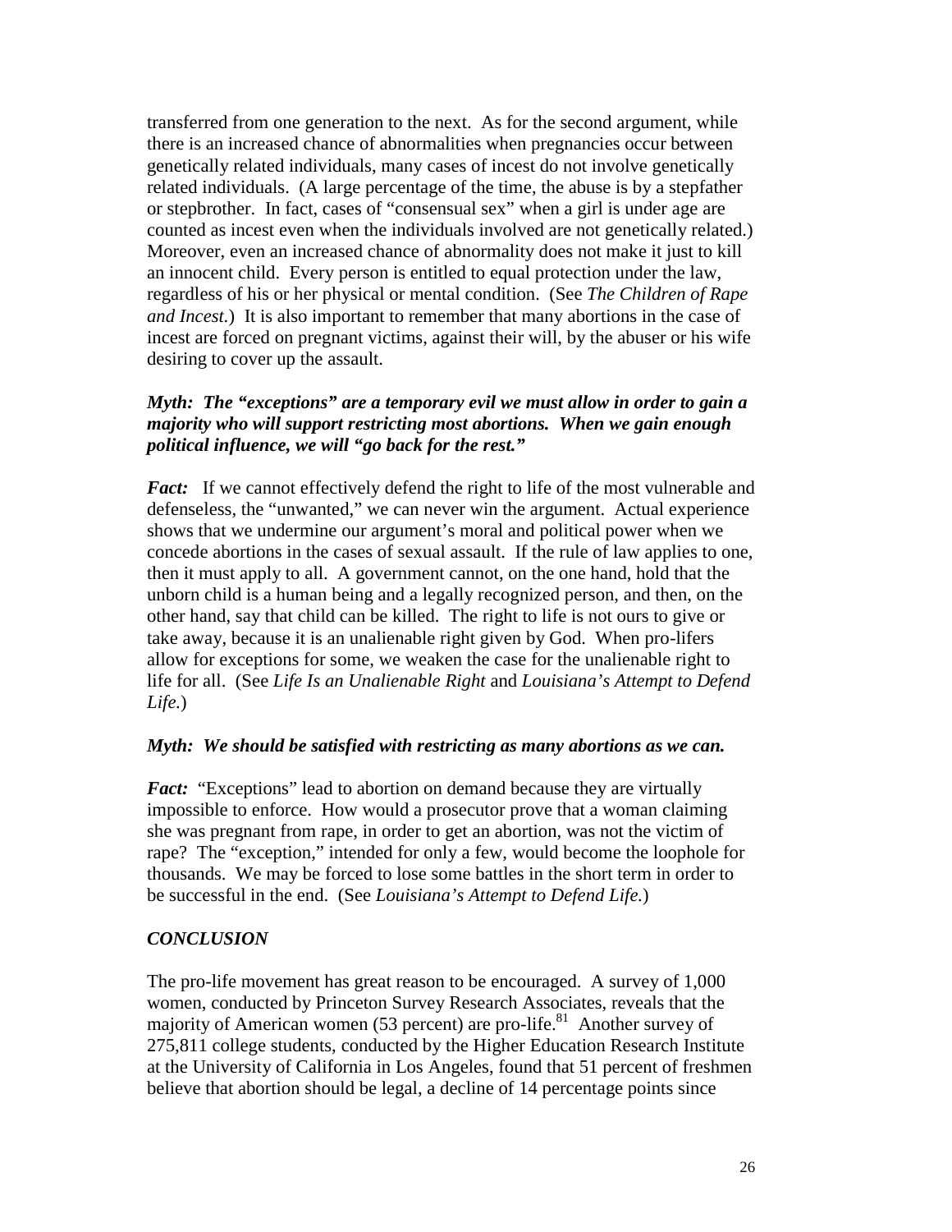transferred from one generation to the next. As for the second argument, while there is an increased chance of abnormalities when pregnancies occur between genetically related individuals, many cases of incest do not involve genetically related individuals. (A large percentage of the time, the abuse is by a stepfather or stepbrother. In fact, cases of "consensual sex" when a girl is under age are counted as incest even when the individuals involved are not genetically related.) Moreover, even an increased chance of abnormality does not make it just to kill an innocent child. Every person is entitled to equal protection under the law, regardless of his or her physical or mental condition. (See *The Children of Rape and Incest.*) It is also important to remember that many abortions in the case of incest are forced on pregnant victims, against their will, by the abuser or his wife desiring to cover up the assault.

***Myth: The "exceptions" are a temporary evil we must allow in order to gain a majority who will support restricting most abortions. When we gain enough political influence, we will "go back for the rest."***

***Fact:*** If we cannot effectively defend the right to life of the most vulnerable and defenseless, the "unwanted," we can never win the argument. Actual experience shows that we undermine our argument's moral and political power when we concede abortions in the cases of sexual assault. If the rule of law applies to one, then it must apply to all. A government cannot, on the one hand, hold that the unborn child is a human being and a legally recognized person, and then, on the other hand, say that child can be killed. The right to life is not ours to give or take away, because it is an unalienable right given by God. When pro-lifers allow for exceptions for some, we weaken the case for the unalienable right to life for all. (See *Life Is an Unalienable Right* and *Louisiana's Attempt to Defend Life.*)

***Myth: We should be satisfied with restricting as many abortions as we can.***

***Fact:*** "Exceptions" lead to abortion on demand because they are virtually impossible to enforce. How would a prosecutor prove that a woman claiming she was pregnant from rape, in order to get an abortion, was not the victim of rape? The "exception," intended for only a few, would become the loophole for thousands. We may be forced to lose some battles in the short term in order to be successful in the end. (See *Louisiana's Attempt to Defend Life.*)

## *CONCLUSION*

The pro-life movement has great reason to be encouraged. A survey of 1,000 women, conducted by Princeton Survey Research Associates, reveals that the majority of American women (53 percent) are pro-life.[81] Another survey of 275,811 college students, conducted by the Higher Education Research Institute at the University of California in Los Angeles, found that 51 percent of freshmen believe that abortion should be legal, a decline of 14 percentage points since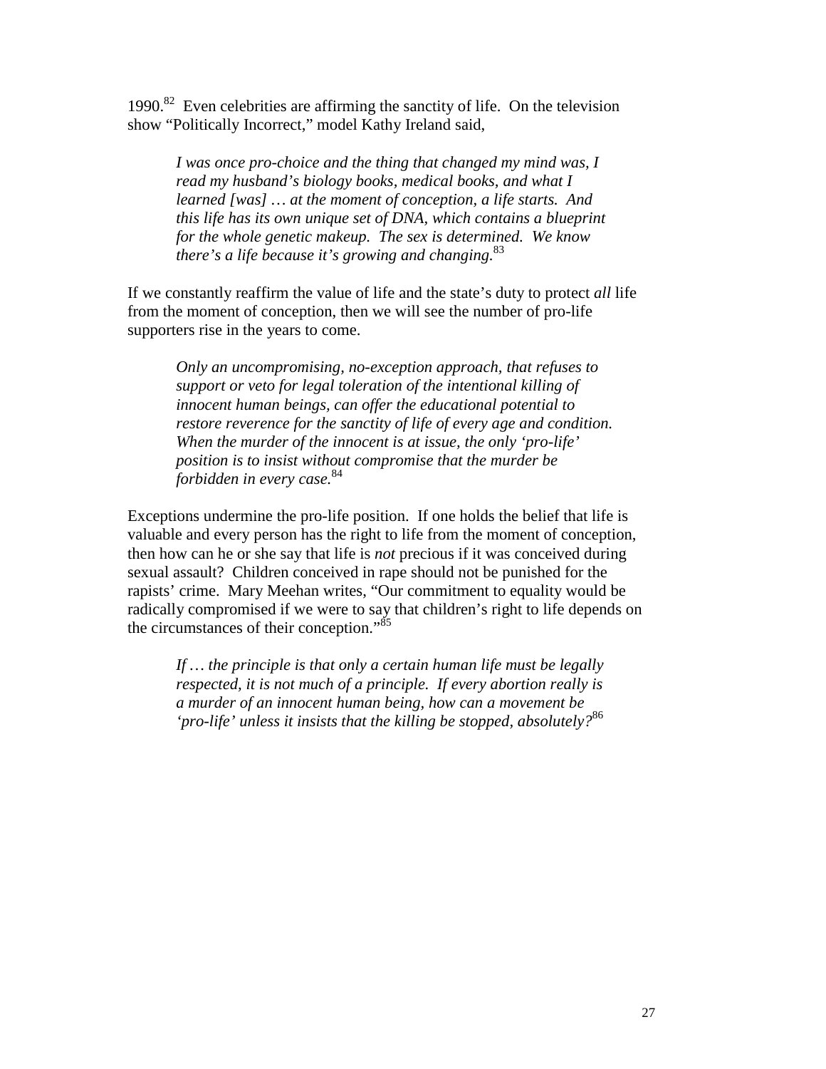1990.[82] Even celebrities are affirming the sanctity of life. On the television show "Politically Incorrect," model Kathy Ireland said,

> *I was once pro-choice and the thing that changed my mind was, I read my husband's biology books, medical books, and what I learned [was] … at the moment of conception, a life starts. And this life has its own unique set of DNA, which contains a blueprint for the whole genetic makeup. The sex is determined. We know there's a life because it's growing and changing.*[83]

If we constantly reaffirm the value of life and the state's duty to protect *all* life from the moment of conception, then we will see the number of pro-life supporters rise in the years to come.

> *Only an uncompromising, no-exception approach, that refuses to support or veto for legal toleration of the intentional killing of innocent human beings, can offer the educational potential to restore reverence for the sanctity of life of every age and condition. When the murder of the innocent is at issue, the only 'pro-life' position is to insist without compromise that the murder be forbidden in every case.*[84]

Exceptions undermine the pro-life position. If one holds the belief that life is valuable and every person has the right to life from the moment of conception, then how can he or she say that life is *not* precious if it was conceived during sexual assault? Children conceived in rape should not be punished for the rapists' crime. Mary Meehan writes, "Our commitment to equality would be radically compromised if we were to say that children's right to life depends on the circumstances of their conception."[85]

> *If … the principle is that only a certain human life must be legally respected, it is not much of a principle. If every abortion really is a murder of an innocent human being, how can a movement be 'pro-life' unless it insists that the killing be stopped, absolutely?*[86]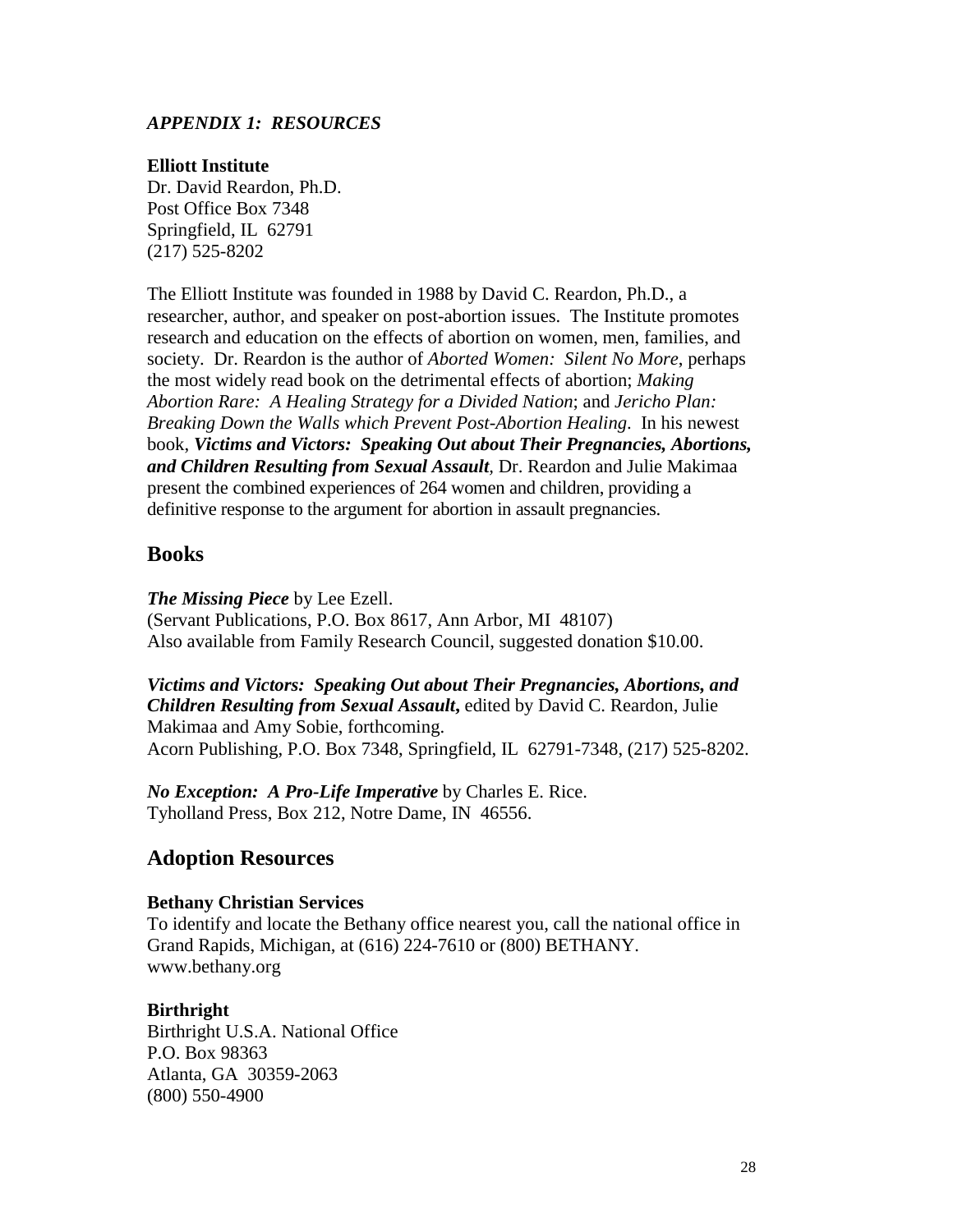***APPENDIX 1: RESOURCES***

**Elliott Institute**
Dr. David Reardon, Ph.D.
Post Office Box 7348
Springfield, IL 62791
(217) 525-8202

The Elliott Institute was founded in 1988 by David C. Reardon, Ph.D., a researcher, author, and speaker on post-abortion issues. The Institute promotes research and education on the effects of abortion on women, men, families, and society. Dr. Reardon is the author of *Aborted Women: Silent No More*, perhaps the most widely read book on the detrimental effects of abortion; *Making Abortion Rare: A Healing Strategy for a Divided Nation*; and *Jericho Plan: Breaking Down the Walls which Prevent Post-Abortion Healing*. In his newest book, ***Victims and Victors: Speaking Out about Their Pregnancies, Abortions, and Children Resulting from Sexual Assault***, Dr. Reardon and Julie Makimaa present the combined experiences of 264 women and children, providing a definitive response to the argument for abortion in assault pregnancies.

## Books

***The Missing Piece*** by Lee Ezell.
(Servant Publications, P.O. Box 8617, Ann Arbor, MI 48107)
Also available from Family Research Council, suggested donation $10.00.

***Victims and Victors: Speaking Out about Their Pregnancies, Abortions, and Children Resulting from Sexual Assault*,** edited by David C. Reardon, Julie Makimaa and Amy Sobie, forthcoming.
Acorn Publishing, P.O. Box 7348, Springfield, IL 62791-7348, (217) 525-8202.

***No Exception: A Pro-Life Imperative*** by Charles E. Rice.
Tyholland Press, Box 212, Notre Dame, IN 46556.

## Adoption Resources

**Bethany Christian Services**
To identify and locate the Bethany office nearest you, call the national office in Grand Rapids, Michigan, at (616) 224-7610 or (800) BETHANY.
www.bethany.org

**Birthright**
Birthright U.S.A. National Office
P.O. Box 98363
Atlanta, GA 30359-2063
(800) 550-4900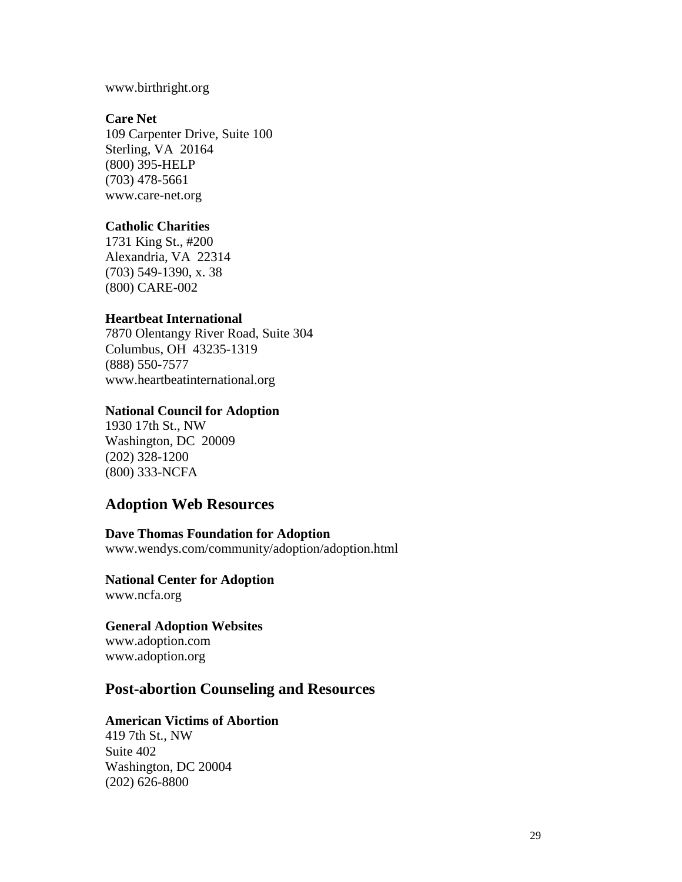www.birthright.org

**Care Net**
109 Carpenter Drive, Suite 100
Sterling, VA 20164
(800) 395-HELP
(703) 478-5661
www.care-net.org

**Catholic Charities**
1731 King St., #200
Alexandria, VA 22314
(703) 549-1390, x. 38
(800) CARE-002

**Heartbeat International**
7870 Olentangy River Road, Suite 304
Columbus, OH 43235-1319
(888) 550-7577
www.heartbeatinternational.org

**National Council for Adoption**
1930 17th St., NW
Washington, DC 20009
(202) 328-1200
(800) 333-NCFA

## Adoption Web Resources

**Dave Thomas Foundation for Adoption**
www.wendys.com/community/adoption/adoption.html

**National Center for Adoption**
www.ncfa.org

**General Adoption Websites**
www.adoption.com
www.adoption.org

## Post-abortion Counseling and Resources

**American Victims of Abortion**
419 7th St., NW
Suite 402
Washington, DC 20004
(202) 626-8800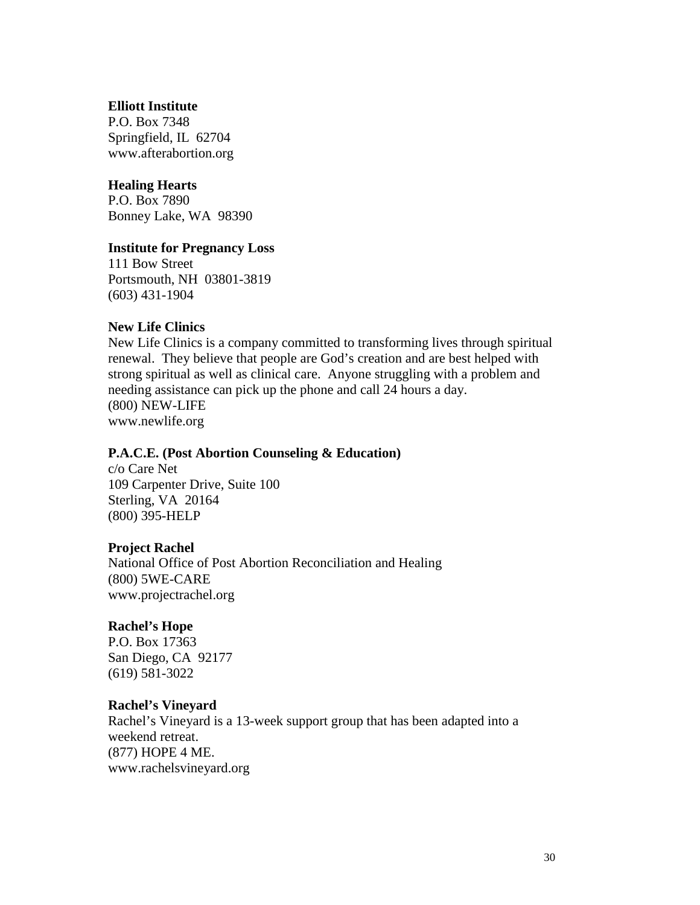**Elliott Institute**
P.O. Box 7348
Springfield, IL 62704
www.afterabortion.org

**Healing Hearts**
P.O. Box 7890
Bonney Lake, WA 98390

**Institute for Pregnancy Loss**
111 Bow Street
Portsmouth, NH 03801-3819
(603) 431-1904

**New Life Clinics**
New Life Clinics is a company committed to transforming lives through spiritual renewal. They believe that people are God's creation and are best helped with strong spiritual as well as clinical care. Anyone struggling with a problem and needing assistance can pick up the phone and call 24 hours a day.
(800) NEW-LIFE
www.newlife.org

**P.A.C.E. (Post Abortion Counseling & Education)**
c/o Care Net
109 Carpenter Drive, Suite 100
Sterling, VA 20164
(800) 395-HELP

**Project Rachel**
National Office of Post Abortion Reconciliation and Healing
(800) 5WE-CARE
www.projectrachel.org

**Rachel's Hope**
P.O. Box 17363
San Diego, CA 92177
(619) 581-3022

**Rachel's Vineyard**
Rachel's Vineyard is a 13-week support group that has been adapted into a weekend retreat.
(877) HOPE 4 ME.
www.rachelsvineyard.org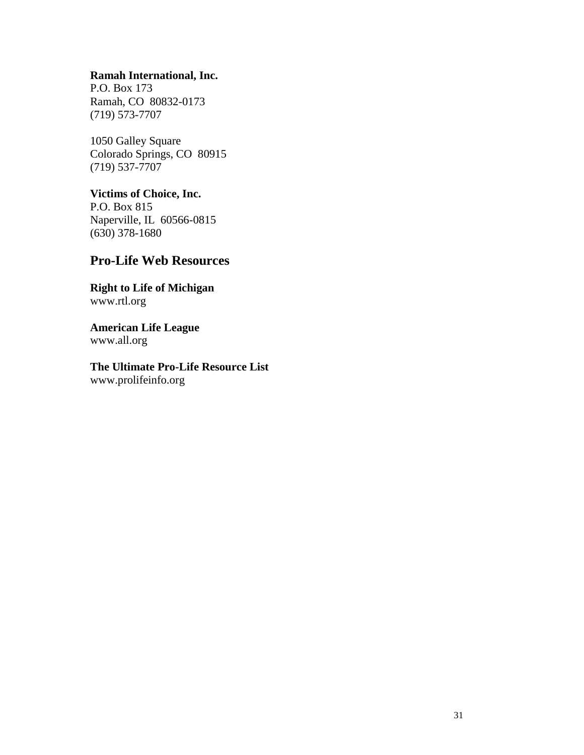**Ramah International, Inc.**
P.O. Box 173
Ramah, CO  80832-0173
(719) 573-7707

1050 Galley Square
Colorado Springs, CO  80915
(719) 537-7707

**Victims of Choice, Inc.**
P.O. Box 815
Naperville, IL  60566-0815
(630) 378-1680

## Pro-Life Web Resources

**Right to Life of Michigan**
www.rtl.org

**American Life League**
www.all.org

**The Ultimate Pro-Life Resource List**
www.prolifeinfo.org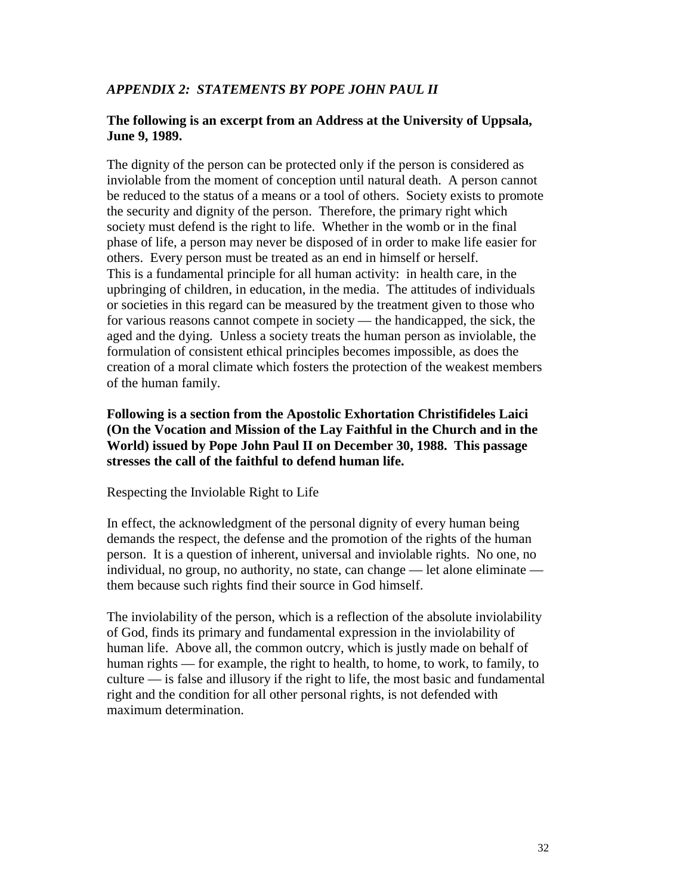## *APPENDIX 2: STATEMENTS BY POPE JOHN PAUL II*

**The following is an excerpt from an Address at the University of Uppsala, June 9, 1989.**

The dignity of the person can be protected only if the person is considered as inviolable from the moment of conception until natural death. A person cannot be reduced to the status of a means or a tool of others. Society exists to promote the security and dignity of the person. Therefore, the primary right which society must defend is the right to life. Whether in the womb or in the final phase of life, a person may never be disposed of in order to make life easier for others. Every person must be treated as an end in himself or herself. This is a fundamental principle for all human activity: in health care, in the upbringing of children, in education, in the media. The attitudes of individuals or societies in this regard can be measured by the treatment given to those who for various reasons cannot compete in society — the handicapped, the sick, the aged and the dying. Unless a society treats the human person as inviolable, the formulation of consistent ethical principles becomes impossible, as does the creation of a moral climate which fosters the protection of the weakest members of the human family.

**Following is a section from the Apostolic Exhortation Christifideles Laici (On the Vocation and Mission of the Lay Faithful in the Church and in the World) issued by Pope John Paul II on December 30, 1988. This passage stresses the call of the faithful to defend human life.**

Respecting the Inviolable Right to Life

In effect, the acknowledgment of the personal dignity of every human being demands the respect, the defense and the promotion of the rights of the human person. It is a question of inherent, universal and inviolable rights. No one, no individual, no group, no authority, no state, can change — let alone eliminate — them because such rights find their source in God himself.

The inviolability of the person, which is a reflection of the absolute inviolability of God, finds its primary and fundamental expression in the inviolability of human life. Above all, the common outcry, which is justly made on behalf of human rights — for example, the right to health, to home, to work, to family, to culture — is false and illusory if the right to life, the most basic and fundamental right and the condition for all other personal rights, is not defended with maximum determination.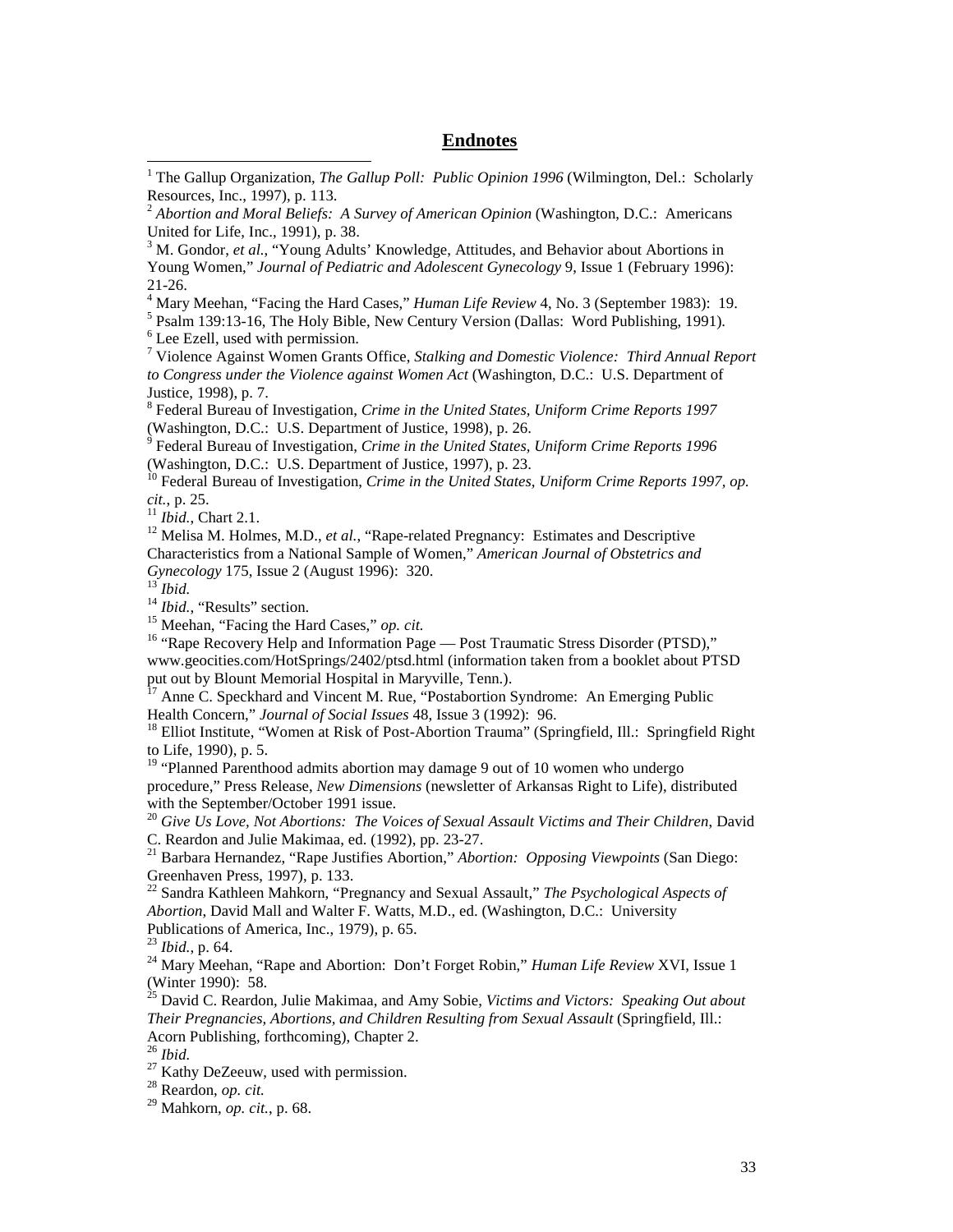## Endnotes

[1] The Gallup Organization, *The Gallup Poll: Public Opinion 1996* (Wilmington, Del.: Scholarly Resources, Inc., 1997), p. 113.

[2] *Abortion and Moral Beliefs: A Survey of American Opinion* (Washington, D.C.: Americans United for Life, Inc., 1991), p. 38.

[3] M. Gondor, *et al.*, "Young Adults' Knowledge, Attitudes, and Behavior about Abortions in Young Women," *Journal of Pediatric and Adolescent Gynecology* 9, Issue 1 (February 1996): 21-26.

[4] Mary Meehan, "Facing the Hard Cases," *Human Life Review* 4, No. 3 (September 1983): 19.

[5] Psalm 139:13-16, The Holy Bible, New Century Version (Dallas: Word Publishing, 1991).

[6] Lee Ezell, used with permission.

[7] Violence Against Women Grants Office, *Stalking and Domestic Violence: Third Annual Report to Congress under the Violence against Women Act* (Washington, D.C.: U.S. Department of Justice, 1998), p. 7.

[8] Federal Bureau of Investigation, *Crime in the United States, Uniform Crime Reports 1997* (Washington, D.C.: U.S. Department of Justice, 1998), p. 26.

[9] Federal Bureau of Investigation, *Crime in the United States, Uniform Crime Reports 1996* (Washington, D.C.: U.S. Department of Justice, 1997), p. 23.

[10] Federal Bureau of Investigation, *Crime in the United States, Uniform Crime Reports 1997, op. cit.*, p. 25.

[11] *Ibid.*, Chart 2.1.

[12] Melisa M. Holmes, M.D., *et al.*, "Rape-related Pregnancy: Estimates and Descriptive Characteristics from a National Sample of Women," *American Journal of Obstetrics and Gynecology* 175, Issue 2 (August 1996): 320.

[13] *Ibid.*

[14] *Ibid.*, "Results" section.

[15] Meehan, "Facing the Hard Cases," *op. cit.*

[16] "Rape Recovery Help and Information Page — Post Traumatic Stress Disorder (PTSD)," www.geocities.com/HotSprings/2402/ptsd.html (information taken from a booklet about PTSD put out by Blount Memorial Hospital in Maryville, Tenn.).

[17] Anne C. Speckhard and Vincent M. Rue, "Postabortion Syndrome: An Emerging Public Health Concern," *Journal of Social Issues* 48, Issue 3 (1992): 96.

[18] Elliot Institute, "Women at Risk of Post-Abortion Trauma" (Springfield, Ill.: Springfield Right to Life, 1990), p. 5.

[19] "Planned Parenthood admits abortion may damage 9 out of 10 women who undergo procedure," Press Release, *New Dimensions* (newsletter of Arkansas Right to Life), distributed with the September/October 1991 issue.

[20] *Give Us Love, Not Abortions: The Voices of Sexual Assault Victims and Their Children*, David C. Reardon and Julie Makimaa, ed. (1992), pp. 23-27.

[21] Barbara Hernandez, "Rape Justifies Abortion," *Abortion: Opposing Viewpoints* (San Diego: Greenhaven Press, 1997), p. 133.

[22] Sandra Kathleen Mahkorn, "Pregnancy and Sexual Assault," *The Psychological Aspects of Abortion*, David Mall and Walter F. Watts, M.D., ed. (Washington, D.C.: University Publications of America, Inc., 1979), p. 65.

[23] *Ibid.*, p. 64.

[24] Mary Meehan, "Rape and Abortion: Don't Forget Robin," *Human Life Review* XVI, Issue 1 (Winter 1990): 58.

[25] David C. Reardon, Julie Makimaa, and Amy Sobie, *Victims and Victors: Speaking Out about Their Pregnancies, Abortions, and Children Resulting from Sexual Assault* (Springfield, Ill.: Acorn Publishing, forthcoming), Chapter 2.

[26] *Ibid.*

[27] Kathy DeZeeuw, used with permission.

[28] Reardon, *op. cit.*

[29] Mahkorn, *op. cit.*, p. 68.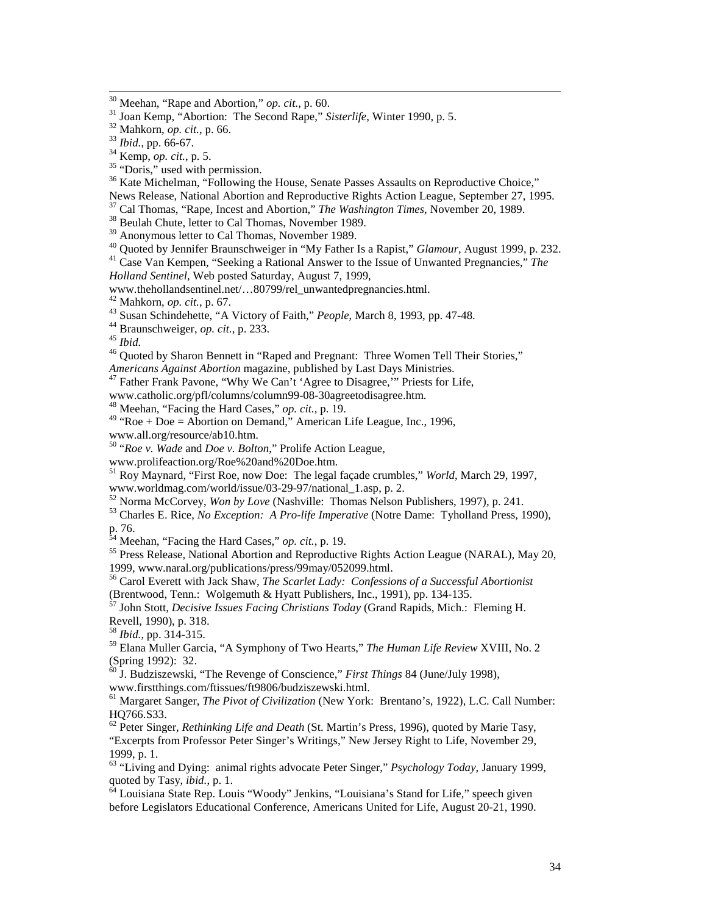[30] Meehan, "Rape and Abortion," *op. cit.*, p. 60.
[31] Joan Kemp, "Abortion: The Second Rape," *Sisterlife*, Winter 1990, p. 5.
[32] Mahkorn, *op. cit.*, p. 66.
[33] *Ibid.*, pp. 66-67.
[34] Kemp, *op. cit.*, p. 5.
[35] "Doris," used with permission.
[36] Kate Michelman, "Following the House, Senate Passes Assaults on Reproductive Choice," News Release, National Abortion and Reproductive Rights Action League, September 27, 1995.
[37] Cal Thomas, "Rape, Incest and Abortion," *The Washington Times*, November 20, 1989.
[38] Beulah Chute, letter to Cal Thomas, November 1989.
[39] Anonymous letter to Cal Thomas, November 1989.
[40] Quoted by Jennifer Braunschweiger in "My Father Is a Rapist," *Glamour*, August 1999, p. 232.
[41] Case Van Kempen, "Seeking a Rational Answer to the Issue of Unwanted Pregnancies," *The Holland Sentinel*, Web posted Saturday, August 7, 1999, www.thehollandsentinel.net/…80799/rel_unwantedpregnancies.html.
[42] Mahkorn, *op. cit.*, p. 67.
[43] Susan Schindehette, "A Victory of Faith," *People*, March 8, 1993, pp. 47-48.
[44] Braunschweiger, *op. cit.*, p. 233.
[45] *Ibid.*
[46] Quoted by Sharon Bennett in "Raped and Pregnant: Three Women Tell Their Stories," *Americans Against Abortion* magazine, published by Last Days Ministries.
[47] Father Frank Pavone, "Why We Can't 'Agree to Disagree,'" Priests for Life, www.catholic.org/pfl/columns/column99-08-30agreetodisagree.htm.
[48] Meehan, "Facing the Hard Cases," *op. cit.*, p. 19.
[49] "Roe + Doe = Abortion on Demand," American Life League, Inc., 1996, www.all.org/resource/ab10.htm.
[50] "*Roe v. Wade* and *Doe v. Bolton*," Prolife Action League, www.prolifeaction.org/Roe%20and%20Doe.htm.
[51] Roy Maynard, "First Roe, now Doe: The legal façade crumbles," *World*, March 29, 1997, www.worldmag.com/world/issue/03-29-97/national_1.asp, p. 2.
[52] Norma McCorvey, *Won by Love* (Nashville: Thomas Nelson Publishers, 1997), p. 241.
[53] Charles E. Rice, *No Exception: A Pro-life Imperative* (Notre Dame: Tyholland Press, 1990), p. 76.
[54] Meehan, "Facing the Hard Cases," *op. cit.*, p. 19.
[55] Press Release, National Abortion and Reproductive Rights Action League (NARAL), May 20, 1999, www.naral.org/publications/press/99may/052099.html.
[56] Carol Everett with Jack Shaw, *The Scarlet Lady: Confessions of a Successful Abortionist* (Brentwood, Tenn.: Wolgemuth & Hyatt Publishers, Inc., 1991), pp. 134-135.
[57] John Stott, *Decisive Issues Facing Christians Today* (Grand Rapids, Mich.: Fleming H. Revell, 1990), p. 318.
[58] *Ibid.*, pp. 314-315.
[59] Elana Muller Garcia, "A Symphony of Two Hearts," *The Human Life Review* XVIII, No. 2 (Spring 1992): 32.
[60] J. Budziszewski, "The Revenge of Conscience," *First Things* 84 (June/July 1998), www.firstthings.com/ftissues/ft9806/budziszewski.html.
[61] Margaret Sanger, *The Pivot of Civilization* (New York: Brentano's, 1922), L.C. Call Number: HQ766.S33.
[62] Peter Singer, *Rethinking Life and Death* (St. Martin's Press, 1996), quoted by Marie Tasy, "Excerpts from Professor Peter Singer's Writings," New Jersey Right to Life, November 29, 1999, p. 1.
[63] "Living and Dying: animal rights advocate Peter Singer," *Psychology Today*, January 1999, quoted by Tasy, *ibid.*, p. 1.
[64] Louisiana State Rep. Louis "Woody" Jenkins, "Louisiana's Stand for Life," speech given before Legislators Educational Conference, Americans United for Life, August 20-21, 1990.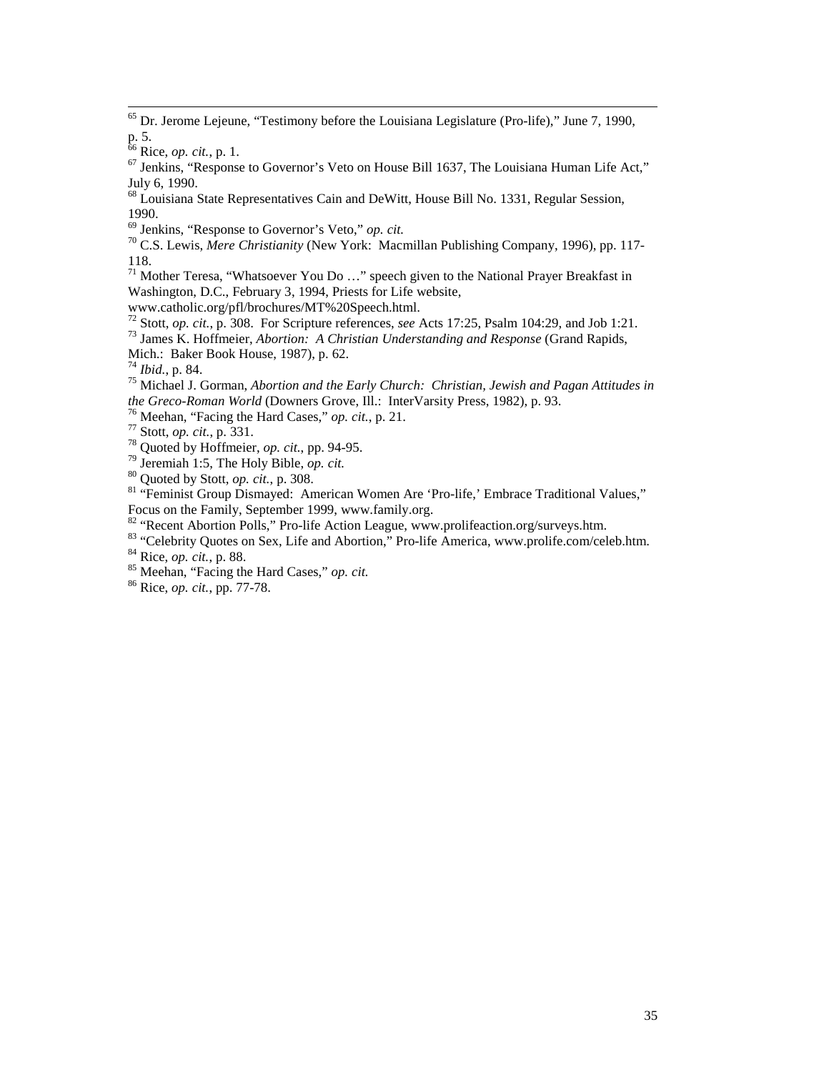[65] Dr. Jerome Lejeune, "Testimony before the Louisiana Legislature (Pro-life)," June 7, 1990, p. 5.

[66] Rice, *op. cit.*, p. 1.

[67] Jenkins, "Response to Governor's Veto on House Bill 1637, The Louisiana Human Life Act," July 6, 1990.

[68] Louisiana State Representatives Cain and DeWitt, House Bill No. 1331, Regular Session, 1990.

[69] Jenkins, "Response to Governor's Veto," *op. cit.*

[70] C.S. Lewis, *Mere Christianity* (New York: Macmillan Publishing Company, 1996), pp. 117-118.

[71] Mother Teresa, "Whatsoever You Do …" speech given to the National Prayer Breakfast in Washington, D.C., February 3, 1994, Priests for Life website, www.catholic.org/pfl/brochures/MT%20Speech.html.

[72] Stott, *op. cit.*, p. 308. For Scripture references, *see* Acts 17:25, Psalm 104:29, and Job 1:21.

[73] James K. Hoffmeier, *Abortion: A Christian Understanding and Response* (Grand Rapids, Mich.: Baker Book House, 1987), p. 62.

[74] *Ibid.*, p. 84.

[75] Michael J. Gorman, *Abortion and the Early Church: Christian, Jewish and Pagan Attitudes in the Greco-Roman World* (Downers Grove, Ill.: InterVarsity Press, 1982), p. 93.

[76] Meehan, "Facing the Hard Cases," *op. cit.*, p. 21.

[77] Stott, *op. cit.*, p. 331.

[78] Quoted by Hoffmeier, *op. cit.*, pp. 94-95.

[79] Jeremiah 1:5, The Holy Bible, *op. cit.*

[80] Quoted by Stott, *op. cit.*, p. 308.

[81] "Feminist Group Dismayed: American Women Are 'Pro-life,' Embrace Traditional Values," Focus on the Family, September 1999, www.family.org.

[82] "Recent Abortion Polls," Pro-life Action League, www.prolifeaction.org/surveys.htm.

[83] "Celebrity Quotes on Sex, Life and Abortion," Pro-life America, www.prolife.com/celeb.htm.

[84] Rice, *op. cit.*, p. 88.

[85] Meehan, "Facing the Hard Cases," *op. cit.*

[86] Rice, *op. cit.*, pp. 77-78.